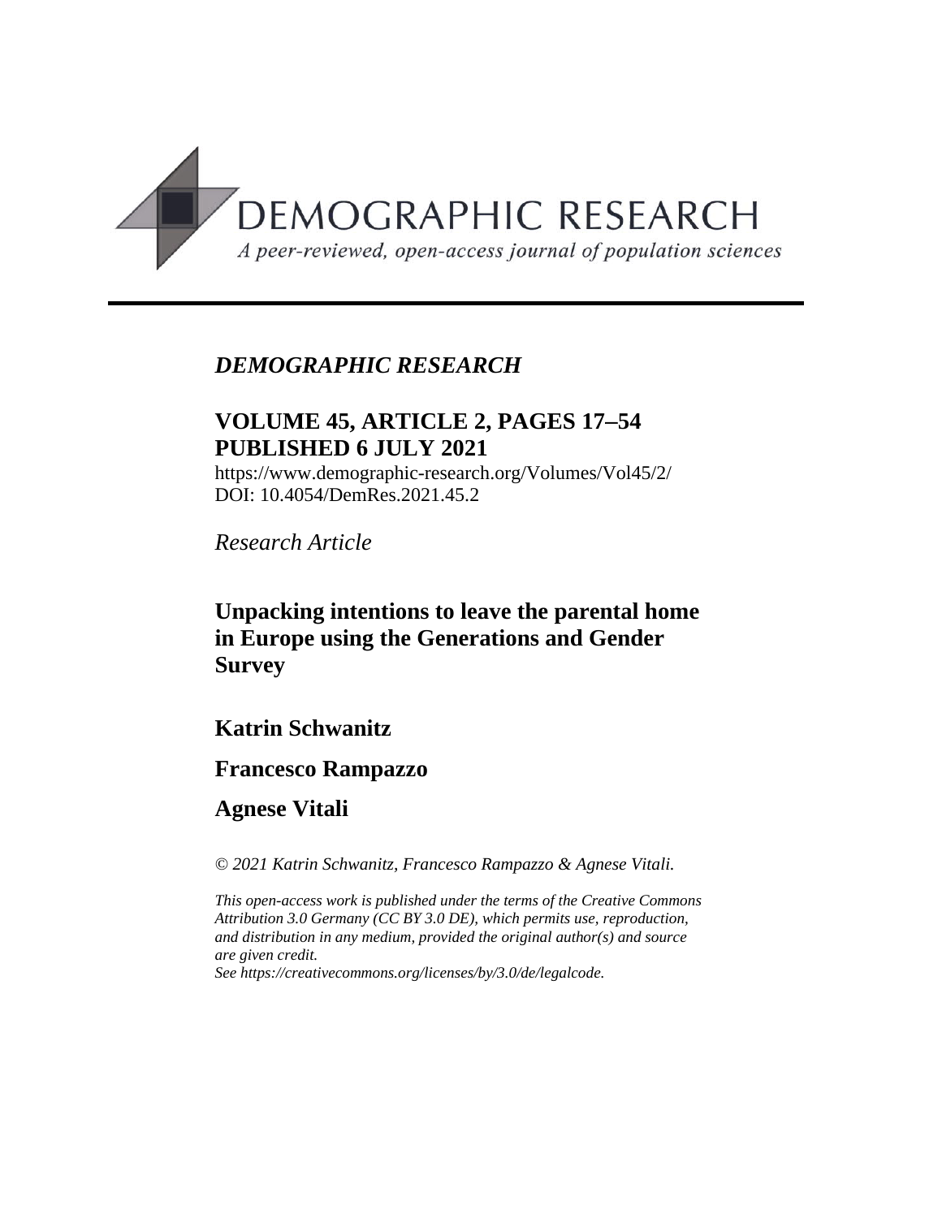# DEMOGRAPHIC RESEARCH

*A peer-reviewed, open-access journal of population sciences*

*DEMOGRAPHIC RESEARCH*

**VOLUME 45, ARTICLE 2, PAGES 17–54**
**PUBLISHED 6 JULY 2021**

https://www.demographic-research.org/Volumes/Vol45/2/
DOI: 10.4054/DemRes.2021.45.2

*Research Article*

## Unpacking intentions to leave the parental home in Europe using the Generations and Gender Survey

**Katrin Schwanitz**

**Francesco Rampazzo**

**Agnese Vitali**

*© 2021 Katrin Schwanitz, Francesco Rampazzo & Agnese Vitali.*

*This open-access work is published under the terms of the Creative Commons Attribution 3.0 Germany (CC BY 3.0 DE), which permits use, reproduction, and distribution in any medium, provided the original author(s) and source are given credit.*
*See https://creativecommons.org/licenses/by/3.0/de/legalcode.*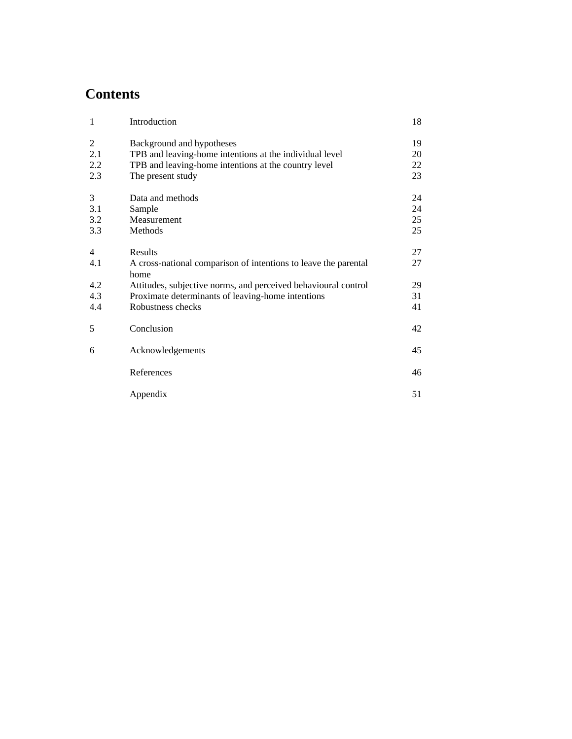# Contents

| | | |
|---|---|---|
| 1 | Introduction | 18 |
| 2 | Background and hypotheses | 19 |
| 2.1 | TPB and leaving-home intentions at the individual level | 20 |
| 2.2 | TPB and leaving-home intentions at the country level | 22 |
| 2.3 | The present study | 23 |
| 3 | Data and methods | 24 |
| 3.1 | Sample | 24 |
| 3.2 | Measurement | 25 |
| 3.3 | Methods | 25 |
| 4 | Results | 27 |
| 4.1 | A cross-national comparison of intentions to leave the parental home | 27 |
| 4.2 | Attitudes, subjective norms, and perceived behavioural control | 29 |
| 4.3 | Proximate determinants of leaving-home intentions | 31 |
| 4.4 | Robustness checks | 41 |
| 5 | Conclusion | 42 |
| 6 | Acknowledgements | 45 |
| | References | 46 |
| | Appendix | 51 |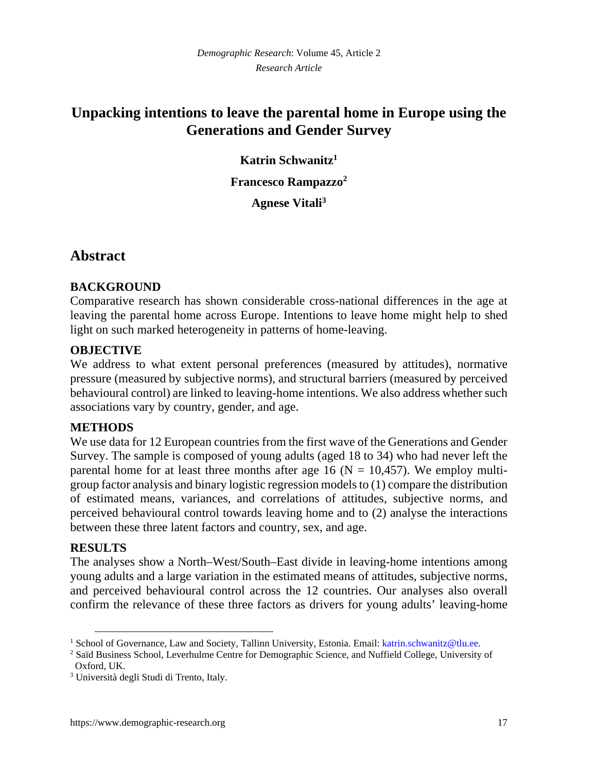*Demographic Research*: Volume 45, Article 2
*Research Article*

# Unpacking intentions to leave the parental home in Europe using the Generations and Gender Survey

**Katrin Schwanitz**[1]

**Francesco Rampazzo**[2]

**Agnese Vitali**[3]

## Abstract

### BACKGROUND

Comparative research has shown considerable cross-national differences in the age at leaving the parental home across Europe. Intentions to leave home might help to shed light on such marked heterogeneity in patterns of home-leaving.

### OBJECTIVE

We address to what extent personal preferences (measured by attitudes), normative pressure (measured by subjective norms), and structural barriers (measured by perceived behavioural control) are linked to leaving-home intentions. We also address whether such associations vary by country, gender, and age.

### METHODS

We use data for 12 European countries from the first wave of the Generations and Gender Survey. The sample is composed of young adults (aged 18 to 34) who had never left the parental home for at least three months after age 16 (N = 10,457). We employ multi-group factor analysis and binary logistic regression models to (1) compare the distribution of estimated means, variances, and correlations of attitudes, subjective norms, and perceived behavioural control towards leaving home and to (2) analyse the interactions between these three latent factors and country, sex, and age.

### RESULTS

The analyses show a North–West/South–East divide in leaving-home intentions among young adults and a large variation in the estimated means of attitudes, subjective norms, and perceived behavioural control across the 12 countries. Our analyses also overall confirm the relevance of these three factors as drivers for young adults' leaving-home

---

[1] School of Governance, Law and Society, Tallinn University, Estonia. Email: katrin.schwanitz@tlu.ee.

[2] Saïd Business School, Leverhulme Centre for Demographic Science, and Nuffield College, University of Oxford, UK.

[3] Università degli Studi di Trento, Italy.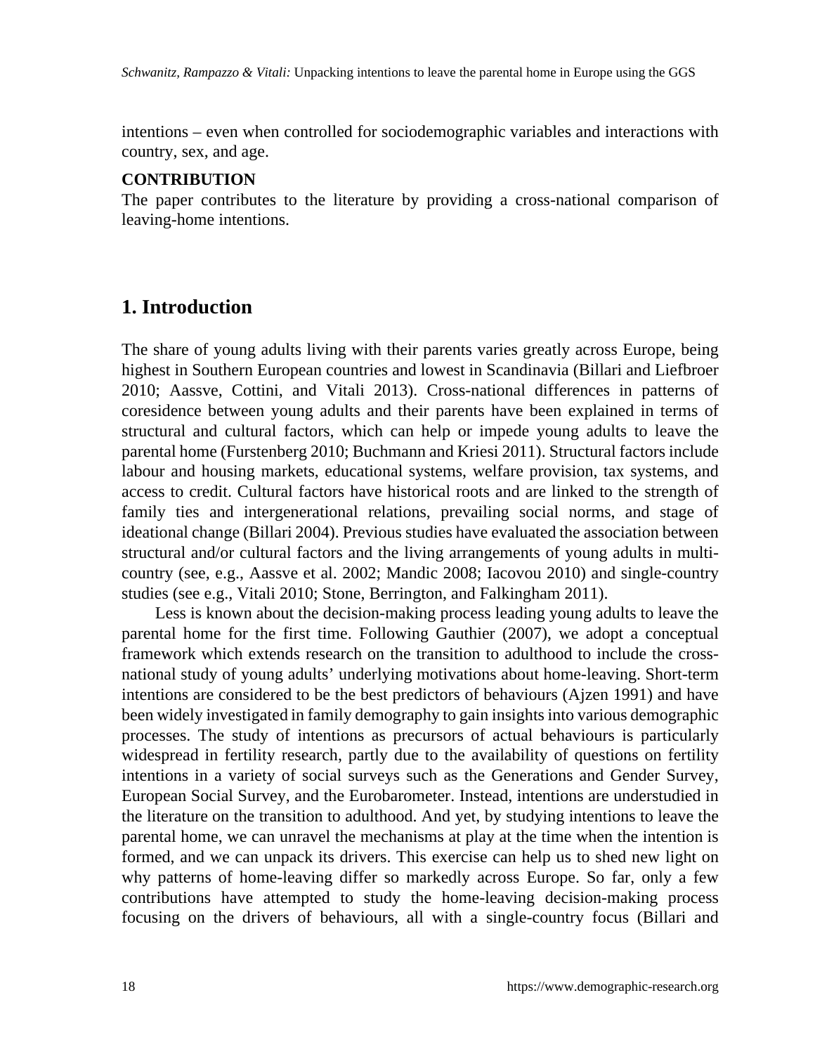intentions – even when controlled for sociodemographic variables and interactions with country, sex, and age.

**CONTRIBUTION**

The paper contributes to the literature by providing a cross-national comparison of leaving-home intentions.

## 1. Introduction

The share of young adults living with their parents varies greatly across Europe, being highest in Southern European countries and lowest in Scandinavia (Billari and Liefbroer 2010; Aassve, Cottini, and Vitali 2013). Cross-national differences in patterns of coresidence between young adults and their parents have been explained in terms of structural and cultural factors, which can help or impede young adults to leave the parental home (Furstenberg 2010; Buchmann and Kriesi 2011). Structural factors include labour and housing markets, educational systems, welfare provision, tax systems, and access to credit. Cultural factors have historical roots and are linked to the strength of family ties and intergenerational relations, prevailing social norms, and stage of ideational change (Billari 2004). Previous studies have evaluated the association between structural and/or cultural factors and the living arrangements of young adults in multi-country (see, e.g., Aassve et al. 2002; Mandic 2008; Iacovou 2010) and single-country studies (see e.g., Vitali 2010; Stone, Berrington, and Falkingham 2011).

Less is known about the decision-making process leading young adults to leave the parental home for the first time. Following Gauthier (2007), we adopt a conceptual framework which extends research on the transition to adulthood to include the cross-national study of young adults' underlying motivations about home-leaving. Short-term intentions are considered to be the best predictors of behaviours (Ajzen 1991) and have been widely investigated in family demography to gain insights into various demographic processes. The study of intentions as precursors of actual behaviours is particularly widespread in fertility research, partly due to the availability of questions on fertility intentions in a variety of social surveys such as the Generations and Gender Survey, European Social Survey, and the Eurobarometer. Instead, intentions are understudied in the literature on the transition to adulthood. And yet, by studying intentions to leave the parental home, we can unravel the mechanisms at play at the time when the intention is formed, and we can unpack its drivers. This exercise can help us to shed new light on why patterns of home-leaving differ so markedly across Europe. So far, only a few contributions have attempted to study the home-leaving decision-making process focusing on the drivers of behaviours, all with a single-country focus (Billari and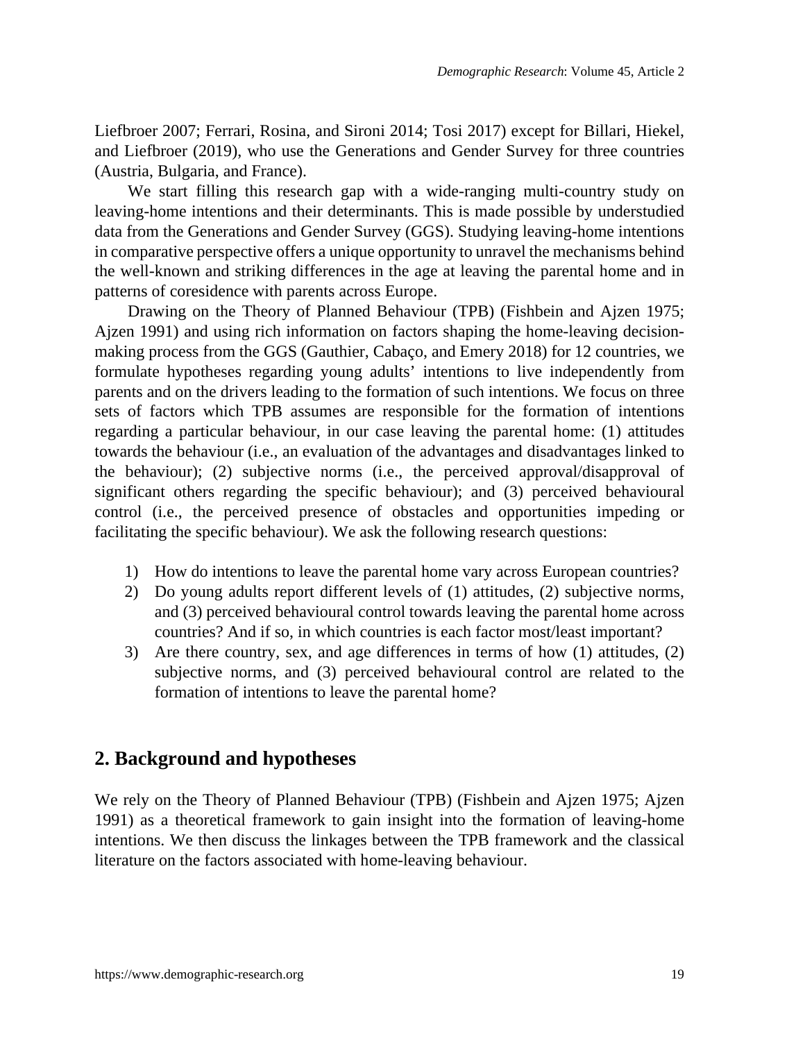Liefbroer 2007; Ferrari, Rosina, and Sironi 2014; Tosi 2017) except for Billari, Hiekel, and Liefbroer (2019), who use the Generations and Gender Survey for three countries (Austria, Bulgaria, and France).

We start filling this research gap with a wide-ranging multi-country study on leaving-home intentions and their determinants. This is made possible by understudied data from the Generations and Gender Survey (GGS). Studying leaving-home intentions in comparative perspective offers a unique opportunity to unravel the mechanisms behind the well-known and striking differences in the age at leaving the parental home and in patterns of coresidence with parents across Europe.

Drawing on the Theory of Planned Behaviour (TPB) (Fishbein and Ajzen 1975; Ajzen 1991) and using rich information on factors shaping the home-leaving decision-making process from the GGS (Gauthier, Cabaço, and Emery 2018) for 12 countries, we formulate hypotheses regarding young adults' intentions to live independently from parents and on the drivers leading to the formation of such intentions. We focus on three sets of factors which TPB assumes are responsible for the formation of intentions regarding a particular behaviour, in our case leaving the parental home: (1) attitudes towards the behaviour (i.e., an evaluation of the advantages and disadvantages linked to the behaviour); (2) subjective norms (i.e., the perceived approval/disapproval of significant others regarding the specific behaviour); and (3) perceived behavioural control (i.e., the perceived presence of obstacles and opportunities impeding or facilitating the specific behaviour). We ask the following research questions:

1) How do intentions to leave the parental home vary across European countries?
2) Do young adults report different levels of (1) attitudes, (2) subjective norms, and (3) perceived behavioural control towards leaving the parental home across countries? And if so, in which countries is each factor most/least important?
3) Are there country, sex, and age differences in terms of how (1) attitudes, (2) subjective norms, and (3) perceived behavioural control are related to the formation of intentions to leave the parental home?

## 2. Background and hypotheses

We rely on the Theory of Planned Behaviour (TPB) (Fishbein and Ajzen 1975; Ajzen 1991) as a theoretical framework to gain insight into the formation of leaving-home intentions. We then discuss the linkages between the TPB framework and the classical literature on the factors associated with home-leaving behaviour.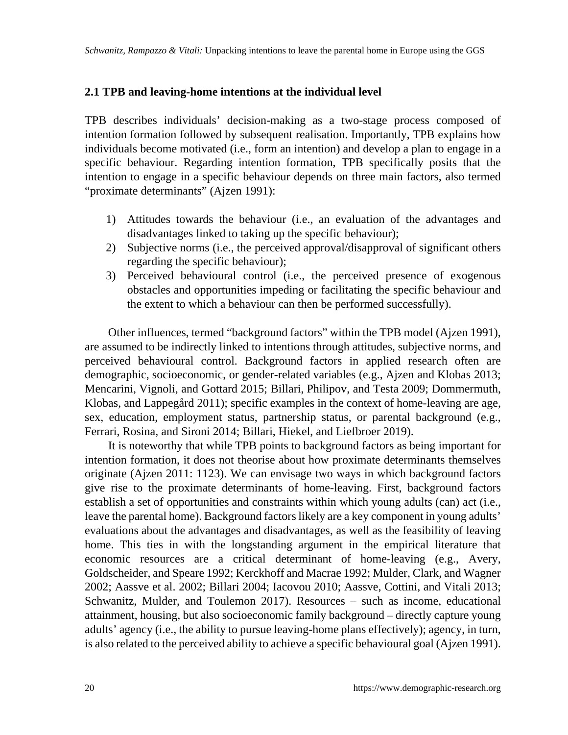### 2.1 TPB and leaving-home intentions at the individual level

TPB describes individuals' decision-making as a two-stage process composed of intention formation followed by subsequent realisation. Importantly, TPB explains how individuals become motivated (i.e., form an intention) and develop a plan to engage in a specific behaviour. Regarding intention formation, TPB specifically posits that the intention to engage in a specific behaviour depends on three main factors, also termed "proximate determinants" (Ajzen 1991):

1) Attitudes towards the behaviour (i.e., an evaluation of the advantages and disadvantages linked to taking up the specific behaviour);
2) Subjective norms (i.e., the perceived approval/disapproval of significant others regarding the specific behaviour);
3) Perceived behavioural control (i.e., the perceived presence of exogenous obstacles and opportunities impeding or facilitating the specific behaviour and the extent to which a behaviour can then be performed successfully).

Other influences, termed "background factors" within the TPB model (Ajzen 1991), are assumed to be indirectly linked to intentions through attitudes, subjective norms, and perceived behavioural control. Background factors in applied research often are demographic, socioeconomic, or gender-related variables (e.g., Ajzen and Klobas 2013; Mencarini, Vignoli, and Gottard 2015; Billari, Philipov, and Testa 2009; Dommermuth, Klobas, and Lappegård 2011); specific examples in the context of home-leaving are age, sex, education, employment status, partnership status, or parental background (e.g., Ferrari, Rosina, and Sironi 2014; Billari, Hiekel, and Liefbroer 2019).

It is noteworthy that while TPB points to background factors as being important for intention formation, it does not theorise about how proximate determinants themselves originate (Ajzen 2011: 1123). We can envisage two ways in which background factors give rise to the proximate determinants of home-leaving. First, background factors establish a set of opportunities and constraints within which young adults (can) act (i.e., leave the parental home). Background factors likely are a key component in young adults' evaluations about the advantages and disadvantages, as well as the feasibility of leaving home. This ties in with the longstanding argument in the empirical literature that economic resources are a critical determinant of home-leaving (e.g., Avery, Goldscheider, and Speare 1992; Kerckhoff and Macrae 1992; Mulder, Clark, and Wagner 2002; Aassve et al. 2002; Billari 2004; Iacovou 2010; Aassve, Cottini, and Vitali 2013; Schwanitz, Mulder, and Toulemon 2017). Resources – such as income, educational attainment, housing, but also socioeconomic family background – directly capture young adults' agency (i.e., the ability to pursue leaving-home plans effectively); agency, in turn, is also related to the perceived ability to achieve a specific behavioural goal (Ajzen 1991).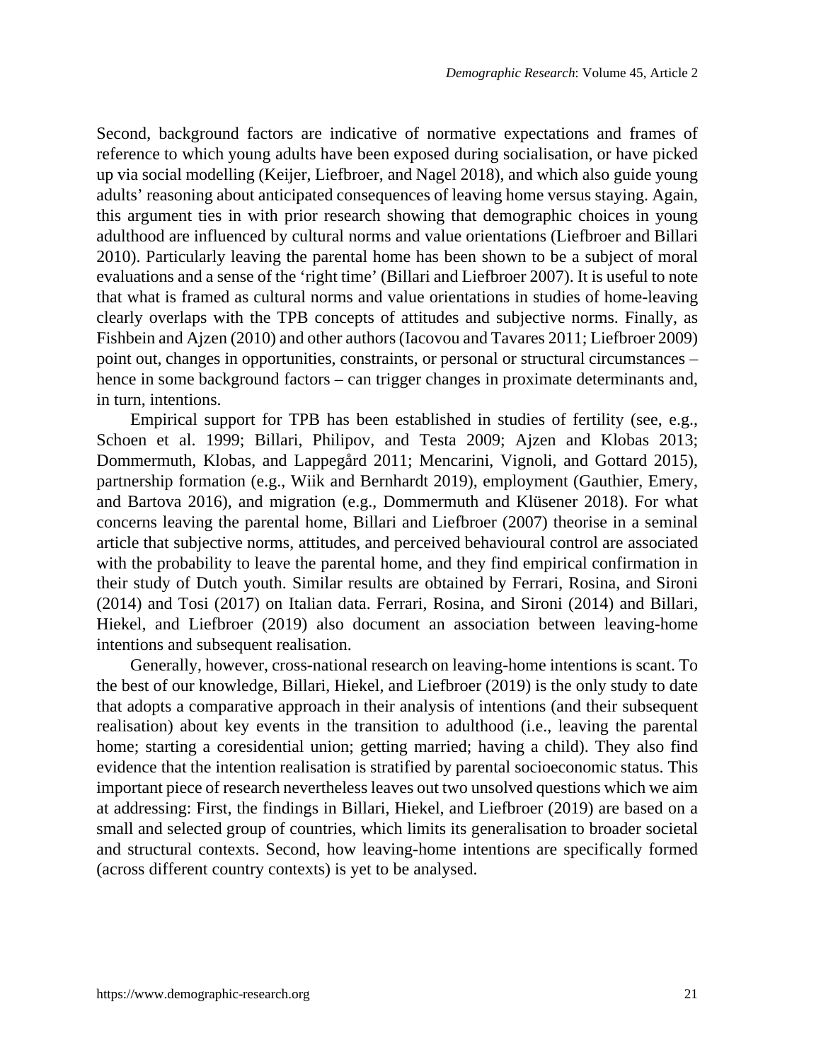Second, background factors are indicative of normative expectations and frames of reference to which young adults have been exposed during socialisation, or have picked up via social modelling (Keijer, Liefbroer, and Nagel 2018), and which also guide young adults' reasoning about anticipated consequences of leaving home versus staying. Again, this argument ties in with prior research showing that demographic choices in young adulthood are influenced by cultural norms and value orientations (Liefbroer and Billari 2010). Particularly leaving the parental home has been shown to be a subject of moral evaluations and a sense of the 'right time' (Billari and Liefbroer 2007). It is useful to note that what is framed as cultural norms and value orientations in studies of home-leaving clearly overlaps with the TPB concepts of attitudes and subjective norms. Finally, as Fishbein and Ajzen (2010) and other authors (Iacovou and Tavares 2011; Liefbroer 2009) point out, changes in opportunities, constraints, or personal or structural circumstances – hence in some background factors – can trigger changes in proximate determinants and, in turn, intentions.

Empirical support for TPB has been established in studies of fertility (see, e.g., Schoen et al. 1999; Billari, Philipov, and Testa 2009; Ajzen and Klobas 2013; Dommermuth, Klobas, and Lappegård 2011; Mencarini, Vignoli, and Gottard 2015), partnership formation (e.g., Wiik and Bernhardt 2019), employment (Gauthier, Emery, and Bartova 2016), and migration (e.g., Dommermuth and Klüsener 2018). For what concerns leaving the parental home, Billari and Liefbroer (2007) theorise in a seminal article that subjective norms, attitudes, and perceived behavioural control are associated with the probability to leave the parental home, and they find empirical confirmation in their study of Dutch youth. Similar results are obtained by Ferrari, Rosina, and Sironi (2014) and Tosi (2017) on Italian data. Ferrari, Rosina, and Sironi (2014) and Billari, Hiekel, and Liefbroer (2019) also document an association between leaving-home intentions and subsequent realisation.

Generally, however, cross-national research on leaving-home intentions is scant. To the best of our knowledge, Billari, Hiekel, and Liefbroer (2019) is the only study to date that adopts a comparative approach in their analysis of intentions (and their subsequent realisation) about key events in the transition to adulthood (i.e., leaving the parental home; starting a coresidential union; getting married; having a child). They also find evidence that the intention realisation is stratified by parental socioeconomic status. This important piece of research nevertheless leaves out two unsolved questions which we aim at addressing: First, the findings in Billari, Hiekel, and Liefbroer (2019) are based on a small and selected group of countries, which limits its generalisation to broader societal and structural contexts. Second, how leaving-home intentions are specifically formed (across different country contexts) is yet to be analysed.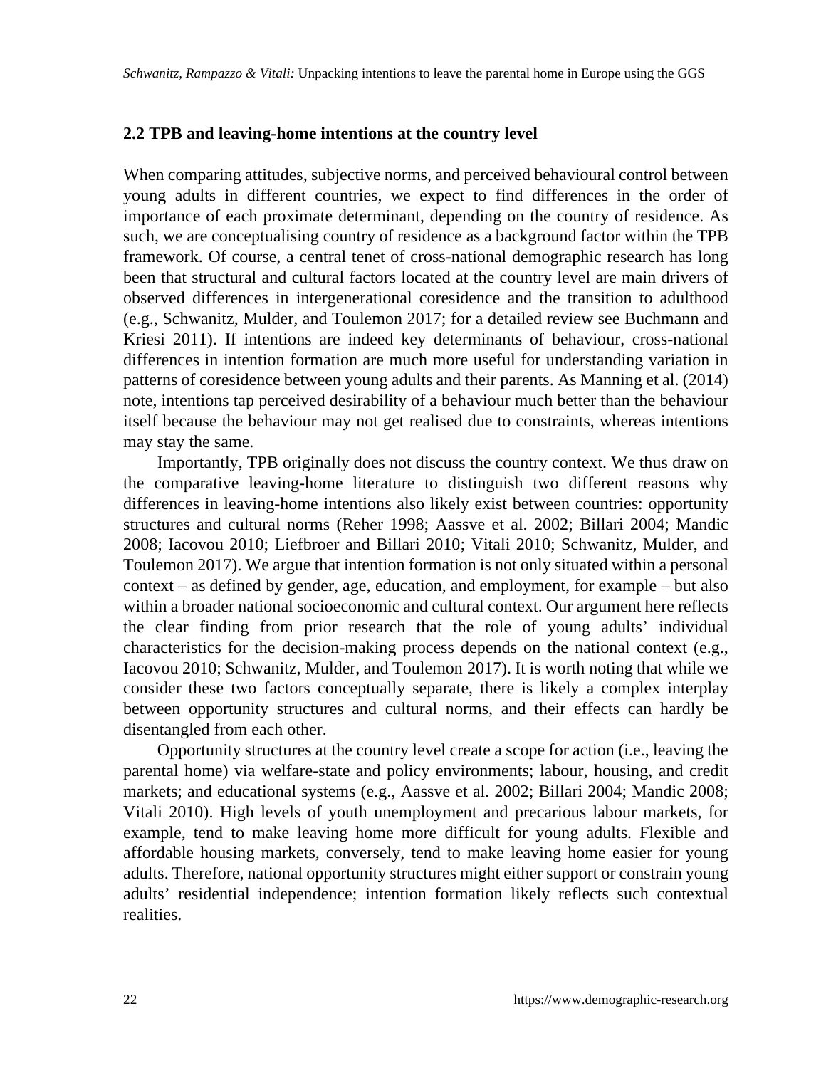## 2.2 TPB and leaving-home intentions at the country level

When comparing attitudes, subjective norms, and perceived behavioural control between young adults in different countries, we expect to find differences in the order of importance of each proximate determinant, depending on the country of residence. As such, we are conceptualising country of residence as a background factor within the TPB framework. Of course, a central tenet of cross-national demographic research has long been that structural and cultural factors located at the country level are main drivers of observed differences in intergenerational coresidence and the transition to adulthood (e.g., Schwanitz, Mulder, and Toulemon 2017; for a detailed review see Buchmann and Kriesi 2011). If intentions are indeed key determinants of behaviour, cross-national differences in intention formation are much more useful for understanding variation in patterns of coresidence between young adults and their parents. As Manning et al. (2014) note, intentions tap perceived desirability of a behaviour much better than the behaviour itself because the behaviour may not get realised due to constraints, whereas intentions may stay the same.

Importantly, TPB originally does not discuss the country context. We thus draw on the comparative leaving-home literature to distinguish two different reasons why differences in leaving-home intentions also likely exist between countries: opportunity structures and cultural norms (Reher 1998; Aassve et al. 2002; Billari 2004; Mandic 2008; Iacovou 2010; Liefbroer and Billari 2010; Vitali 2010; Schwanitz, Mulder, and Toulemon 2017). We argue that intention formation is not only situated within a personal context – as defined by gender, age, education, and employment, for example – but also within a broader national socioeconomic and cultural context. Our argument here reflects the clear finding from prior research that the role of young adults' individual characteristics for the decision-making process depends on the national context (e.g., Iacovou 2010; Schwanitz, Mulder, and Toulemon 2017). It is worth noting that while we consider these two factors conceptually separate, there is likely a complex interplay between opportunity structures and cultural norms, and their effects can hardly be disentangled from each other.

Opportunity structures at the country level create a scope for action (i.e., leaving the parental home) via welfare-state and policy environments; labour, housing, and credit markets; and educational systems (e.g., Aassve et al. 2002; Billari 2004; Mandic 2008; Vitali 2010). High levels of youth unemployment and precarious labour markets, for example, tend to make leaving home more difficult for young adults. Flexible and affordable housing markets, conversely, tend to make leaving home easier for young adults. Therefore, national opportunity structures might either support or constrain young adults' residential independence; intention formation likely reflects such contextual realities.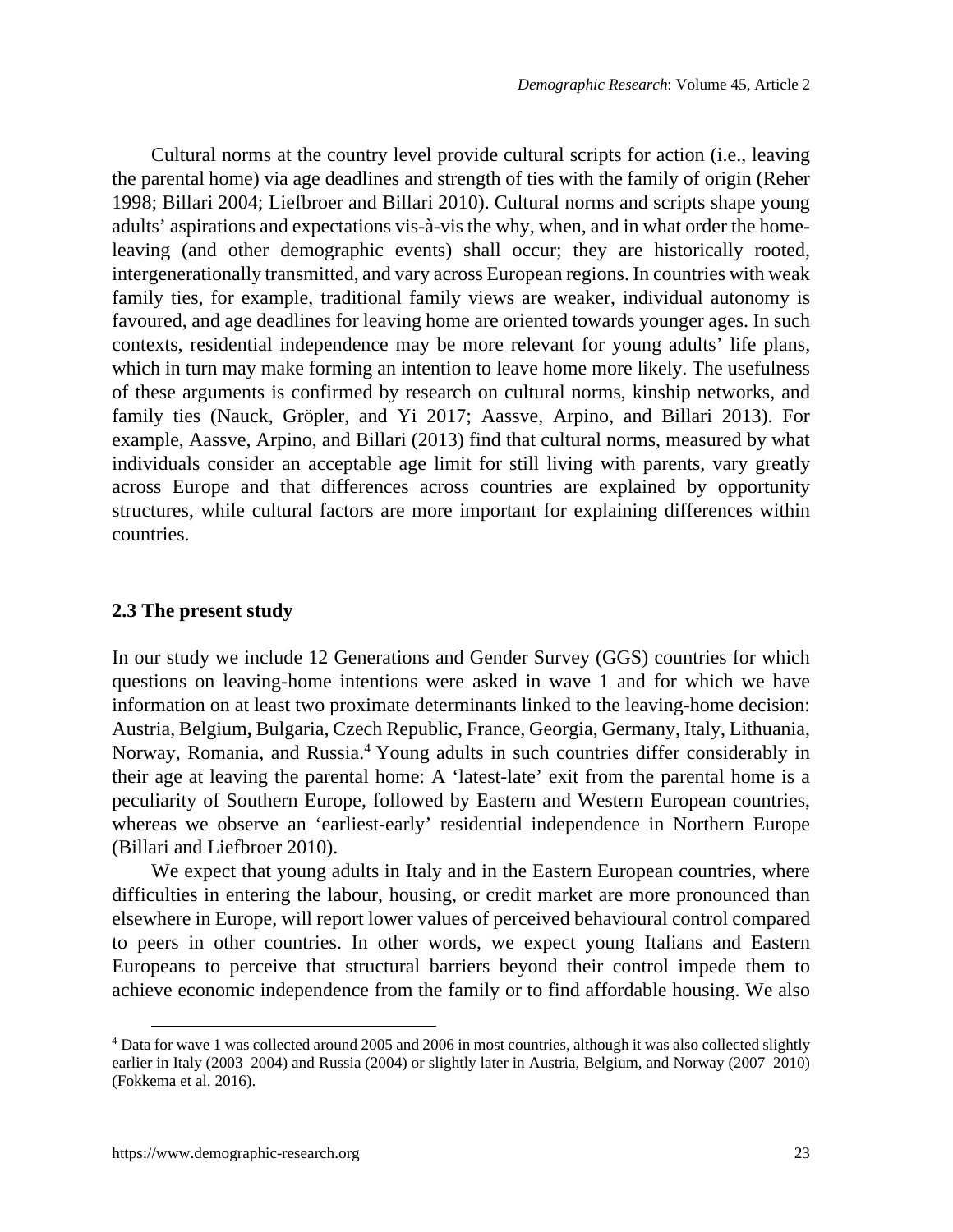Cultural norms at the country level provide cultural scripts for action (i.e., leaving the parental home) via age deadlines and strength of ties with the family of origin (Reher 1998; Billari 2004; Liefbroer and Billari 2010). Cultural norms and scripts shape young adults' aspirations and expectations vis-à-vis the why, when, and in what order the home-leaving (and other demographic events) shall occur; they are historically rooted, intergenerationally transmitted, and vary across European regions. In countries with weak family ties, for example, traditional family views are weaker, individual autonomy is favoured, and age deadlines for leaving home are oriented towards younger ages. In such contexts, residential independence may be more relevant for young adults' life plans, which in turn may make forming an intention to leave home more likely. The usefulness of these arguments is confirmed by research on cultural norms, kinship networks, and family ties (Nauck, Gröpler, and Yi 2017; Aassve, Arpino, and Billari 2013). For example, Aassve, Arpino, and Billari (2013) find that cultural norms, measured by what individuals consider an acceptable age limit for still living with parents, vary greatly across Europe and that differences across countries are explained by opportunity structures, while cultural factors are more important for explaining differences within countries.

### 2.3 The present study

In our study we include 12 Generations and Gender Survey (GGS) countries for which questions on leaving-home intentions were asked in wave 1 and for which we have information on at least two proximate determinants linked to the leaving-home decision: Austria, Belgium**,** Bulgaria, Czech Republic, France, Georgia, Germany, Italy, Lithuania, Norway, Romania, and Russia.[4] Young adults in such countries differ considerably in their age at leaving the parental home: A 'latest-late' exit from the parental home is a peculiarity of Southern Europe, followed by Eastern and Western European countries, whereas we observe an 'earliest-early' residential independence in Northern Europe (Billari and Liefbroer 2010).

We expect that young adults in Italy and in the Eastern European countries, where difficulties in entering the labour, housing, or credit market are more pronounced than elsewhere in Europe, will report lower values of perceived behavioural control compared to peers in other countries. In other words, we expect young Italians and Eastern Europeans to perceive that structural barriers beyond their control impede them to achieve economic independence from the family or to find affordable housing. We also

[4] Data for wave 1 was collected around 2005 and 2006 in most countries, although it was also collected slightly earlier in Italy (2003–2004) and Russia (2004) or slightly later in Austria, Belgium, and Norway (2007–2010) (Fokkema et al. 2016).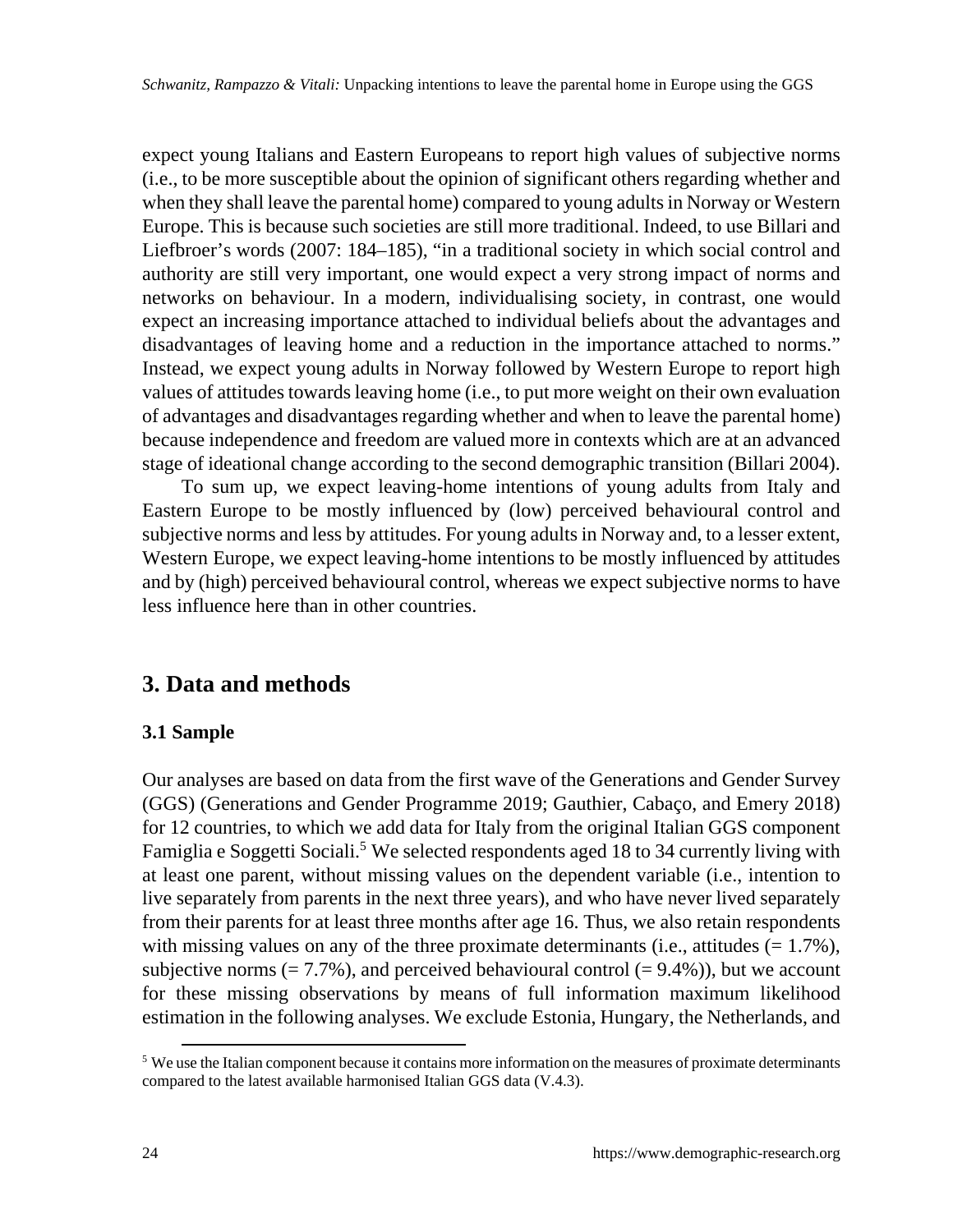expect young Italians and Eastern Europeans to report high values of subjective norms (i.e., to be more susceptible about the opinion of significant others regarding whether and when they shall leave the parental home) compared to young adults in Norway or Western Europe. This is because such societies are still more traditional. Indeed, to use Billari and Liefbroer's words (2007: 184–185), "in a traditional society in which social control and authority are still very important, one would expect a very strong impact of norms and networks on behaviour. In a modern, individualising society, in contrast, one would expect an increasing importance attached to individual beliefs about the advantages and disadvantages of leaving home and a reduction in the importance attached to norms." Instead, we expect young adults in Norway followed by Western Europe to report high values of attitudes towards leaving home (i.e., to put more weight on their own evaluation of advantages and disadvantages regarding whether and when to leave the parental home) because independence and freedom are valued more in contexts which are at an advanced stage of ideational change according to the second demographic transition (Billari 2004).

To sum up, we expect leaving-home intentions of young adults from Italy and Eastern Europe to be mostly influenced by (low) perceived behavioural control and subjective norms and less by attitudes. For young adults in Norway and, to a lesser extent, Western Europe, we expect leaving-home intentions to be mostly influenced by attitudes and by (high) perceived behavioural control, whereas we expect subjective norms to have less influence here than in other countries.

## 3. Data and methods

### 3.1 Sample

Our analyses are based on data from the first wave of the Generations and Gender Survey (GGS) (Generations and Gender Programme 2019; Gauthier, Cabaço, and Emery 2018) for 12 countries, to which we add data for Italy from the original Italian GGS component Famiglia e Soggetti Sociali.[5] We selected respondents aged 18 to 34 currently living with at least one parent, without missing values on the dependent variable (i.e., intention to live separately from parents in the next three years), and who have never lived separately from their parents for at least three months after age 16. Thus, we also retain respondents with missing values on any of the three proximate determinants (i.e., attitudes (= 1.7%), subjective norms (= 7.7%), and perceived behavioural control (= 9.4%)), but we account for these missing observations by means of full information maximum likelihood estimation in the following analyses. We exclude Estonia, Hungary, the Netherlands, and

[5] We use the Italian component because it contains more information on the measures of proximate determinants compared to the latest available harmonised Italian GGS data (V.4.3).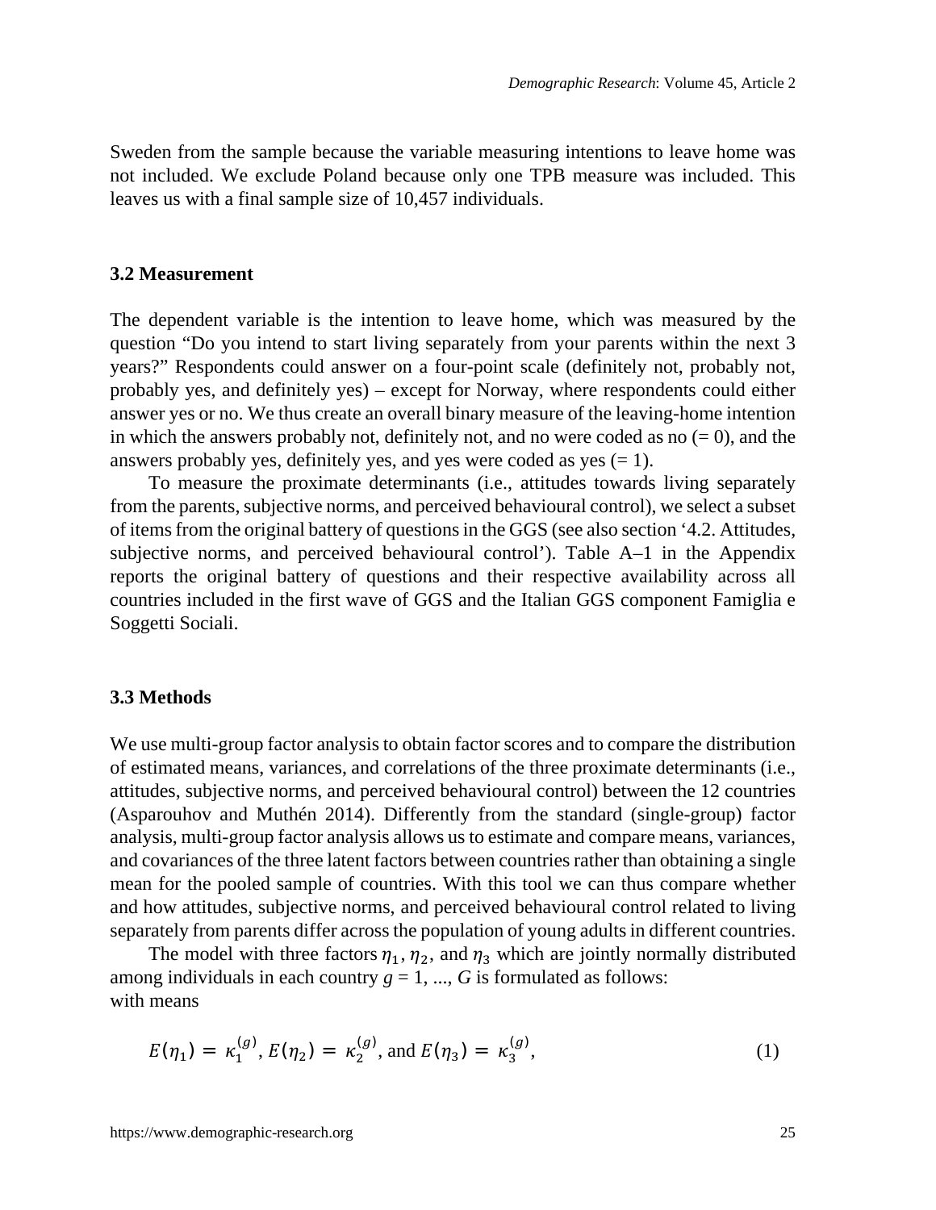Sweden from the sample because the variable measuring intentions to leave home was not included. We exclude Poland because only one TPB measure was included. This leaves us with a final sample size of 10,457 individuals.

### 3.2 Measurement

The dependent variable is the intention to leave home, which was measured by the question "Do you intend to start living separately from your parents within the next 3 years?" Respondents could answer on a four-point scale (definitely not, probably not, probably yes, and definitely yes) – except for Norway, where respondents could either answer yes or no. We thus create an overall binary measure of the leaving-home intention in which the answers probably not, definitely not, and no were coded as no (= 0), and the answers probably yes, definitely yes, and yes were coded as yes (= 1).

To measure the proximate determinants (i.e., attitudes towards living separately from the parents, subjective norms, and perceived behavioural control), we select a subset of items from the original battery of questions in the GGS (see also section '4.2. Attitudes, subjective norms, and perceived behavioural control'). Table A–1 in the Appendix reports the original battery of questions and their respective availability across all countries included in the first wave of GGS and the Italian GGS component Famiglia e Soggetti Sociali.

### 3.3 Methods

We use multi-group factor analysis to obtain factor scores and to compare the distribution of estimated means, variances, and correlations of the three proximate determinants (i.e., attitudes, subjective norms, and perceived behavioural control) between the 12 countries (Asparouhov and Muthén 2014). Differently from the standard (single-group) factor analysis, multi-group factor analysis allows us to estimate and compare means, variances, and covariances of the three latent factors between countries rather than obtaining a single mean for the pooled sample of countries. With this tool we can thus compare whether and how attitudes, subjective norms, and perceived behavioural control related to living separately from parents differ across the population of young adults in different countries.

The model with three factors $\eta_1$, $\eta_2$, and $\eta_3$ which are jointly normally distributed among individuals in each country $g = 1, ..., G$ is formulated as follows:
with means

$$E(\eta_1) = \kappa_1^{(g)}, E(\eta_2) = \kappa_2^{(g)}, \text{and } E(\eta_3) = \kappa_3^{(g)}, \tag{1}$$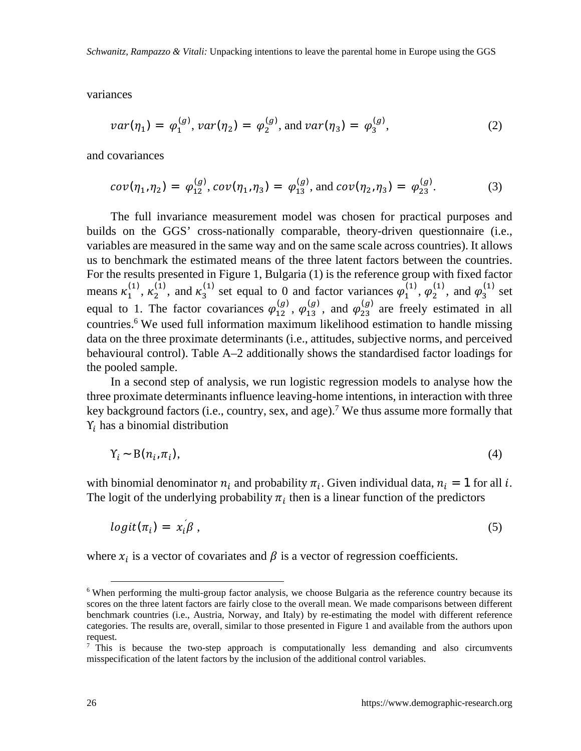variances

$$var(\eta_1) = \varphi_1^{(g)}, var(\eta_2) = \varphi_2^{(g)}, \text{and } var(\eta_3) = \varphi_3^{(g)}, \tag{2}$$

and covariances

$$cov(\eta_1, \eta_2) = \varphi_{12}^{(g)}, cov(\eta_1, \eta_3) = \varphi_{13}^{(g)}, \text{and } cov(\eta_2, \eta_3) = \varphi_{23}^{(g)}. \tag{3}$$

The full invariance measurement model was chosen for practical purposes and builds on the GGS' cross-nationally comparable, theory-driven questionnaire (i.e., variables are measured in the same way and on the same scale across countries). It allows us to benchmark the estimated means of the three latent factors between the countries. For the results presented in Figure 1, Bulgaria (1) is the reference group with fixed factor means $\kappa_1^{(1)}$, $\kappa_2^{(1)}$, and $\kappa_3^{(1)}$ set equal to 0 and factor variances $\varphi_1^{(1)}$, $\varphi_2^{(1)}$, and $\varphi_3^{(1)}$ set equal to 1. The factor covariances $\varphi_{12}^{(g)}$, $\varphi_{13}^{(g)}$, and $\varphi_{23}^{(g)}$ are freely estimated in all countries.[6] We used full information maximum likelihood estimation to handle missing data on the three proximate determinants (i.e., attitudes, subjective norms, and perceived behavioural control). Table A–2 additionally shows the standardised factor loadings for the pooled sample.

In a second step of analysis, we run logistic regression models to analyse how the three proximate determinants influence leaving-home intentions, in interaction with three key background factors (i.e., country, sex, and age).[7] We thus assume more formally that $Y_i$ has a binomial distribution

$$Y_i \sim B(n_i, \pi_i), \tag{4}$$

with binomial denominator $n_i$ and probability $\pi_i$. Given individual data, $n_i = 1$ for all $i$. The logit of the underlying probability $\pi_i$ then is a linear function of the predictors

$$logit(\pi_i) = x_i'\beta, \tag{5}$$

where $x_i$ is a vector of covariates and $\beta$ is a vector of regression coefficients.

---

[6] When performing the multi-group factor analysis, we choose Bulgaria as the reference country because its scores on the three latent factors are fairly close to the overall mean. We made comparisons between different benchmark countries (i.e., Austria, Norway, and Italy) by re-estimating the model with different reference categories. The results are, overall, similar to those presented in Figure 1 and available from the authors upon request.

[7] This is because the two-step approach is computationally less demanding and also circumvents misspecification of the latent factors by the inclusion of the additional control variables.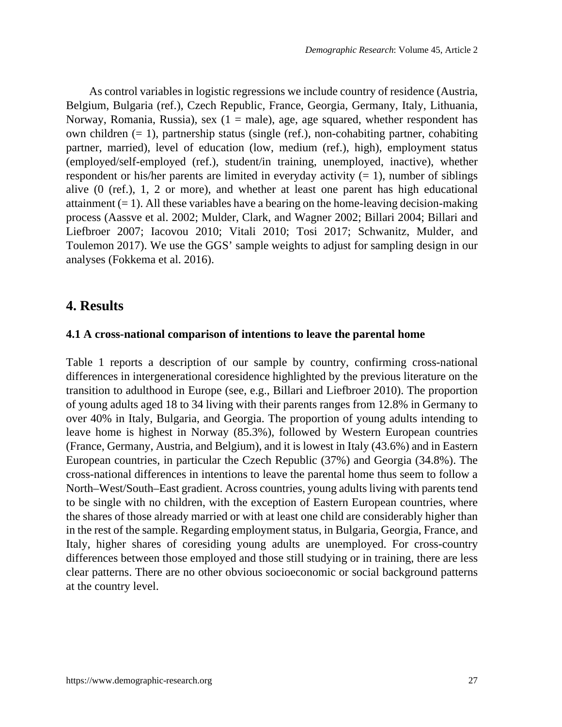As control variables in logistic regressions we include country of residence (Austria, Belgium, Bulgaria (ref.), Czech Republic, France, Georgia, Germany, Italy, Lithuania, Norway, Romania, Russia), sex (1 = male), age, age squared, whether respondent has own children (= 1), partnership status (single (ref.), non-cohabiting partner, cohabiting partner, married), level of education (low, medium (ref.), high), employment status (employed/self-employed (ref.), student/in training, unemployed, inactive), whether respondent or his/her parents are limited in everyday activity (= 1), number of siblings alive (0 (ref.), 1, 2 or more), and whether at least one parent has high educational attainment (= 1). All these variables have a bearing on the home-leaving decision-making process (Aassve et al. 2002; Mulder, Clark, and Wagner 2002; Billari 2004; Billari and Liefbroer 2007; Iacovou 2010; Vitali 2010; Tosi 2017; Schwanitz, Mulder, and Toulemon 2017). We use the GGS' sample weights to adjust for sampling design in our analyses (Fokkema et al. 2016).

## 4. Results

### 4.1 A cross-national comparison of intentions to leave the parental home

Table 1 reports a description of our sample by country, confirming cross-national differences in intergenerational coresidence highlighted by the previous literature on the transition to adulthood in Europe (see, e.g., Billari and Liefbroer 2010). The proportion of young adults aged 18 to 34 living with their parents ranges from 12.8% in Germany to over 40% in Italy, Bulgaria, and Georgia. The proportion of young adults intending to leave home is highest in Norway (85.3%), followed by Western European countries (France, Germany, Austria, and Belgium), and it is lowest in Italy (43.6%) and in Eastern European countries, in particular the Czech Republic (37%) and Georgia (34.8%). The cross-national differences in intentions to leave the parental home thus seem to follow a North–West/South–East gradient. Across countries, young adults living with parents tend to be single with no children, with the exception of Eastern European countries, where the shares of those already married or with at least one child are considerably higher than in the rest of the sample. Regarding employment status, in Bulgaria, Georgia, France, and Italy, higher shares of coresiding young adults are unemployed. For cross-country differences between those employed and those still studying or in training, there are less clear patterns. There are no other obvious socioeconomic or social background patterns at the country level.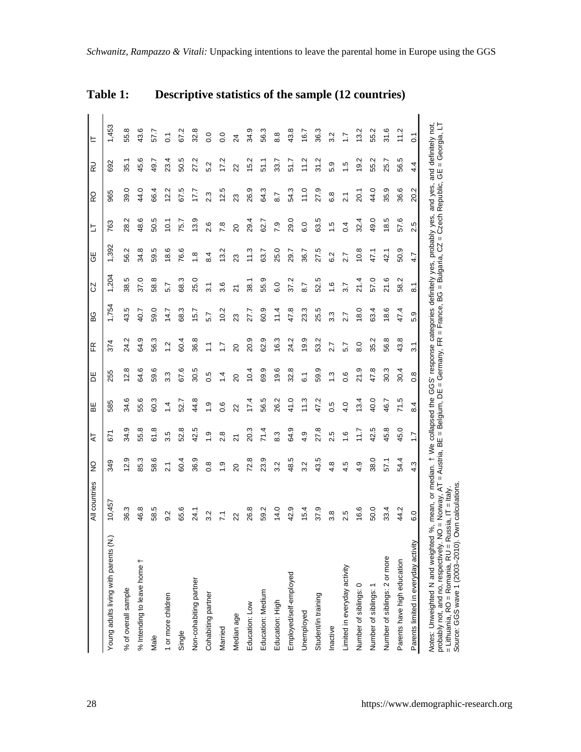**Table 1: Descriptive statistics of the sample (12 countries)**

| | All countries | NO | AT | BE | DE | FR | BG | CZ | GE | LT | RO | RU | IT |
|---|---|---|---|---|---|---|---|---|---|---|---|---|---|
| Young adults living with parents (N.) | 10,457 | 349 | 671 | 585 | 255 | 374 | 1,754 | 1,204 | 1,392 | 763 | 965 | 692 | 1,453 |
| % of overall sample | 36.3 | 12.9 | 34.9 | 34.6 | 12.8 | 24.2 | 43.5 | 38.5 | 56.2 | 28.2 | 39.0 | 35.1 | 55.8 |
| % Intending to leave home † | 46.8 | 85.3 | 55.8 | 55.6 | 64.6 | 64.9 | 40.7 | 37.0 | 34.8 | 48.6 | 44.0 | 45.6 | 43.6 |
| Male | 58.5 | 58.6 | 61.8 | 60.3 | 59.6 | 56.3 | 59.0 | 58.8 | 59.5 | 50.5 | 66.4 | 49.7 | 57.7 |
| 1 or more children | 9.2 | 2.1 | 3.5 | 1.4 | 3.3 | 1.2 | 14.7 | 5.7 | 18.6 | 10.1 | 12.2 | 23.4 | 0.1 |
| Single | 65.6 | 60.4 | 52.8 | 52.7 | 67.6 | 60.4 | 68.3 | 68.3 | 76.6 | 75.7 | 67.5 | 50.5 | 67.2 |
| Non-cohabiting partner | 24.1 | 36.9 | 42.5 | 44.8 | 30.5 | 36.8 | 15.7 | 25.0 | 1.8 | 13.9 | 17.7 | 27.2 | 32.8 |
| Cohabiting partner | 3.2 | 0.8 | 1.9 | 1.9 | 0.5 | 1.1 | 5.7 | 3.1 | 8.4 | 2.6 | 2.3 | 5.2 | 0.0 |
| Married | 7.1 | 1.9 | 2.8 | 0.6 | 1.4 | 1.7 | 10.2 | 3.6 | 13.2 | 7.8 | 12.5 | 17.2 | 0.0 |
| Median age | 22 | 20 | 21 | 22 | 20 | 20 | 23 | 21 | 23 | 20 | 23 | 22 | 24 |
| Education: Low | 26.8 | 72.8 | 20.3 | 17.4 | 10.4 | 20.9 | 27.7 | 38.1 | 11.3 | 29.4 | 26.9 | 15.2 | 34.9 |
| Education: Medium | 59.2 | 23.9 | 71.4 | 56.5 | 69.9 | 62.9 | 60.9 | 55.9 | 63.7 | 62.7 | 64.3 | 51.1 | 56.3 |
| Education: High | 14.0 | 3.2 | 8.3 | 26.2 | 19.6 | 16.3 | 11.4 | 6.0 | 25.0 | 7.9 | 8.7 | 33.7 | 8.8 |
| Employed/self-employed | 42.9 | 48.5 | 64.9 | 41.0 | 32.8 | 24.2 | 47.8 | 37.2 | 29.7 | 29.0 | 54.3 | 51.7 | 43.8 |
| Unemployed | 15.4 | 3.2 | 4.9 | 11.3 | 6.1 | 19.9 | 23.3 | 8.7 | 36.7 | 6.0 | 11.0 | 11.2 | 16.7 |
| Student/in training | 37.9 | 43.5 | 27.8 | 47.2 | 59.9 | 53.2 | 25.5 | 52.5 | 27.5 | 63.5 | 27.9 | 31.2 | 36.3 |
| Inactive | 3.8 | 4.8 | 2.5 | 0.5 | 1.3 | 2.7 | 3.3 | 1.6 | 6.2 | 1.5 | 6.8 | 5.9 | 3.2 |
| Limited in everyday activity | 2.5 | 4.5 | 1.6 | 4.0 | 0.6 | 5.7 | 2.7 | 3.7 | 2.7 | 0.4 | 2.1 | 1.5 | 1.7 |
| Number of siblings: 0 | 16.6 | 4.9 | 11.7 | 13.4 | 21.9 | 8.0 | 18.0 | 21.4 | 10.8 | 32.4 | 20.1 | 19.2 | 13.2 |
| Number of siblings: 1 | 50.0 | 38.0 | 42.5 | 40.0 | 47.8 | 35.2 | 63.4 | 57.0 | 47.1 | 49.0 | 44.0 | 55.2 | 55.2 |
| Number of siblings: 2 or more | 33.4 | 57.1 | 45.8 | 46.7 | 30.3 | 56.8 | 18.6 | 21.6 | 42.1 | 18.5 | 35.9 | 25.7 | 31.6 |
| Parents have high education | 44.2 | 54.4 | 45.0 | 71.5 | 30.4 | 43.8 | 47.4 | 58.2 | 50.9 | 57.6 | 36.6 | 56.5 | 11.2 |
| Parents limited in everyday activity | 6.0 | 4.3 | 1.7 | 8.4 | 0.8 | 3.1 | 5.9 | 8.1 | 4.7 | 2.5 | 20.2 | 4.4 | 0.1 |

*Notes*: Unweighted N and weighted %, mean, or median. † We collapsed the GGS' response categories definitely yes, probably yes, and yes, and definitely not, probably not, and no, respectively. NO = Norway, AT = Austria, BE = Belgium, DE = Germany, FR = France, BG = Bulgaria, CZ = Czech Republic, GE = Georgia, LT = Lithuania, RO = Romania, RU = Russia, IT = Italy.
*Source*: GGS wave 1 (2003–2010). Own calculations.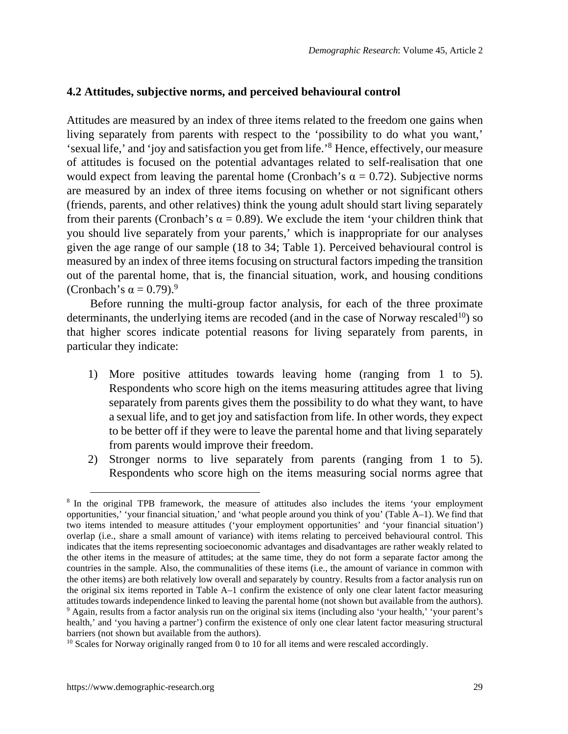### 4.2 Attitudes, subjective norms, and perceived behavioural control

Attitudes are measured by an index of three items related to the freedom one gains when living separately from parents with respect to the 'possibility to do what you want,' 'sexual life,' and 'joy and satisfaction you get from life.'[8] Hence, effectively, our measure of attitudes is focused on the potential advantages related to self-realisation that one would expect from leaving the parental home (Cronbach's $\alpha = 0.72$). Subjective norms are measured by an index of three items focusing on whether or not significant others (friends, parents, and other relatives) think the young adult should start living separately from their parents (Cronbach's $\alpha = 0.89$). We exclude the item 'your children think that you should live separately from your parents,' which is inappropriate for our analyses given the age range of our sample (18 to 34; Table 1). Perceived behavioural control is measured by an index of three items focusing on structural factors impeding the transition out of the parental home, that is, the financial situation, work, and housing conditions (Cronbach's $\alpha = 0.79$).[9]

Before running the multi-group factor analysis, for each of the three proximate determinants, the underlying items are recoded (and in the case of Norway rescaled[10]) so that higher scores indicate potential reasons for living separately from parents, in particular they indicate:

1) More positive attitudes towards leaving home (ranging from 1 to 5). Respondents who score high on the items measuring attitudes agree that living separately from parents gives them the possibility to do what they want, to have a sexual life, and to get joy and satisfaction from life. In other words, they expect to be better off if they were to leave the parental home and that living separately from parents would improve their freedom.
2) Stronger norms to live separately from parents (ranging from 1 to 5). Respondents who score high on the items measuring social norms agree that

---

[8] In the original TPB framework, the measure of attitudes also includes the items 'your employment opportunities,' 'your financial situation,' and 'what people around you think of you' (Table A–1). We find that two items intended to measure attitudes ('your employment opportunities' and 'your financial situation') overlap (i.e., share a small amount of variance) with items relating to perceived behavioural control. This indicates that the items representing socioeconomic advantages and disadvantages are rather weakly related to the other items in the measure of attitudes; at the same time, they do not form a separate factor among the countries in the sample. Also, the communalities of these items (i.e., the amount of variance in common with the other items) are both relatively low overall and separately by country. Results from a factor analysis run on the original six items reported in Table A–1 confirm the existence of only one clear latent factor measuring attitudes towards independence linked to leaving the parental home (not shown but available from the authors).

[9] Again, results from a factor analysis run on the original six items (including also 'your health,' 'your parent's health,' and 'you having a partner') confirm the existence of only one clear latent factor measuring structural barriers (not shown but available from the authors).

[10] Scales for Norway originally ranged from 0 to 10 for all items and were rescaled accordingly.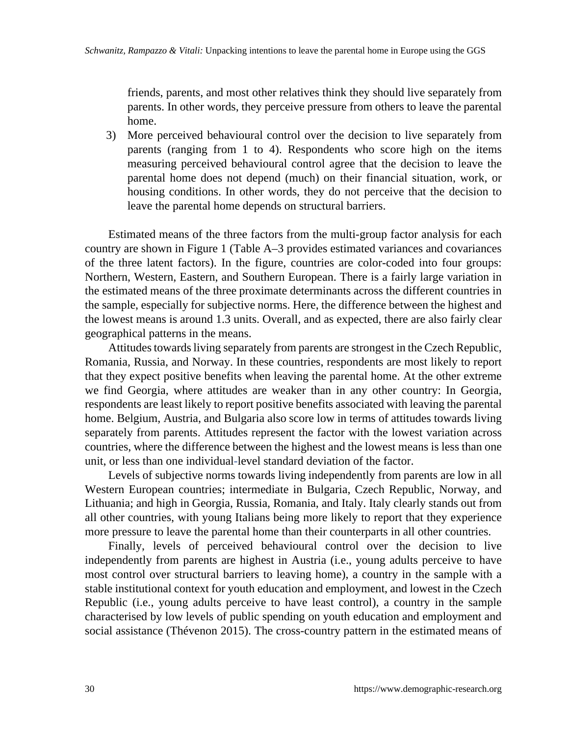friends, parents, and most other relatives think they should live separately from parents. In other words, they perceive pressure from others to leave the parental home.

3) More perceived behavioural control over the decision to live separately from parents (ranging from 1 to 4). Respondents who score high on the items measuring perceived behavioural control agree that the decision to leave the parental home does not depend (much) on their financial situation, work, or housing conditions. In other words, they do not perceive that the decision to leave the parental home depends on structural barriers.

Estimated means of the three factors from the multi-group factor analysis for each country are shown in Figure 1 (Table A–3 provides estimated variances and covariances of the three latent factors). In the figure, countries are color-coded into four groups: Northern, Western, Eastern, and Southern European. There is a fairly large variation in the estimated means of the three proximate determinants across the different countries in the sample, especially for subjective norms. Here, the difference between the highest and the lowest means is around 1.3 units. Overall, and as expected, there are also fairly clear geographical patterns in the means.

Attitudes towards living separately from parents are strongest in the Czech Republic, Romania, Russia, and Norway. In these countries, respondents are most likely to report that they expect positive benefits when leaving the parental home. At the other extreme we find Georgia, where attitudes are weaker than in any other country: In Georgia, respondents are least likely to report positive benefits associated with leaving the parental home. Belgium, Austria, and Bulgaria also score low in terms of attitudes towards living separately from parents. Attitudes represent the factor with the lowest variation across countries, where the difference between the highest and the lowest means is less than one unit, or less than one individual-level standard deviation of the factor.

Levels of subjective norms towards living independently from parents are low in all Western European countries; intermediate in Bulgaria, Czech Republic, Norway, and Lithuania; and high in Georgia, Russia, Romania, and Italy. Italy clearly stands out from all other countries, with young Italians being more likely to report that they experience more pressure to leave the parental home than their counterparts in all other countries.

Finally, levels of perceived behavioural control over the decision to live independently from parents are highest in Austria (i.e., young adults perceive to have most control over structural barriers to leaving home), a country in the sample with a stable institutional context for youth education and employment, and lowest in the Czech Republic (i.e., young adults perceive to have least control), a country in the sample characterised by low levels of public spending on youth education and employment and social assistance (Thévenon 2015). The cross-country pattern in the estimated means of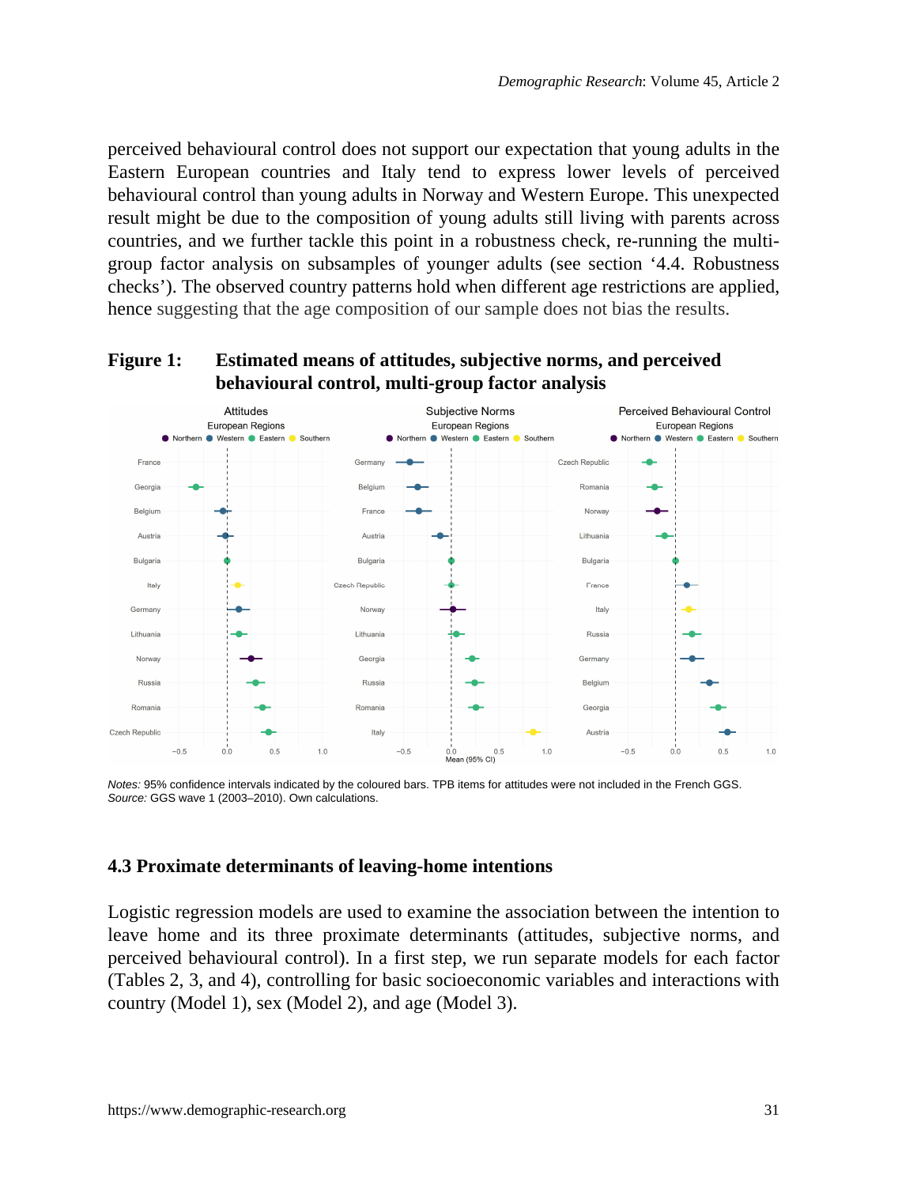perceived behavioural control does not support our expectation that young adults in the Eastern European countries and Italy tend to express lower levels of perceived behavioural control than young adults in Norway and Western Europe. This unexpected result might be due to the composition of young adults still living with parents across countries, and we further tackle this point in a robustness check, re-running the multi-group factor analysis on subsamples of younger adults (see section '4.4. Robustness checks'). The observed country patterns hold when different age restrictions are applied, hence suggesting that the age composition of our sample does not bias the results.

**Figure 1: Estimated means of attitudes, subjective norms, and perceived behavioural control, multi-group factor analysis**

*Notes:* 95% confidence intervals indicated by the coloured bars. TPB items for attitudes were not included in the French GGS.
*Source:* GGS wave 1 (2003–2010). Own calculations.

## 4.3 Proximate determinants of leaving-home intentions

Logistic regression models are used to examine the association between the intention to leave home and its three proximate determinants (attitudes, subjective norms, and perceived behavioural control). In a first step, we run separate models for each factor (Tables 2, 3, and 4), controlling for basic socioeconomic variables and interactions with country (Model 1), sex (Model 2), and age (Model 3).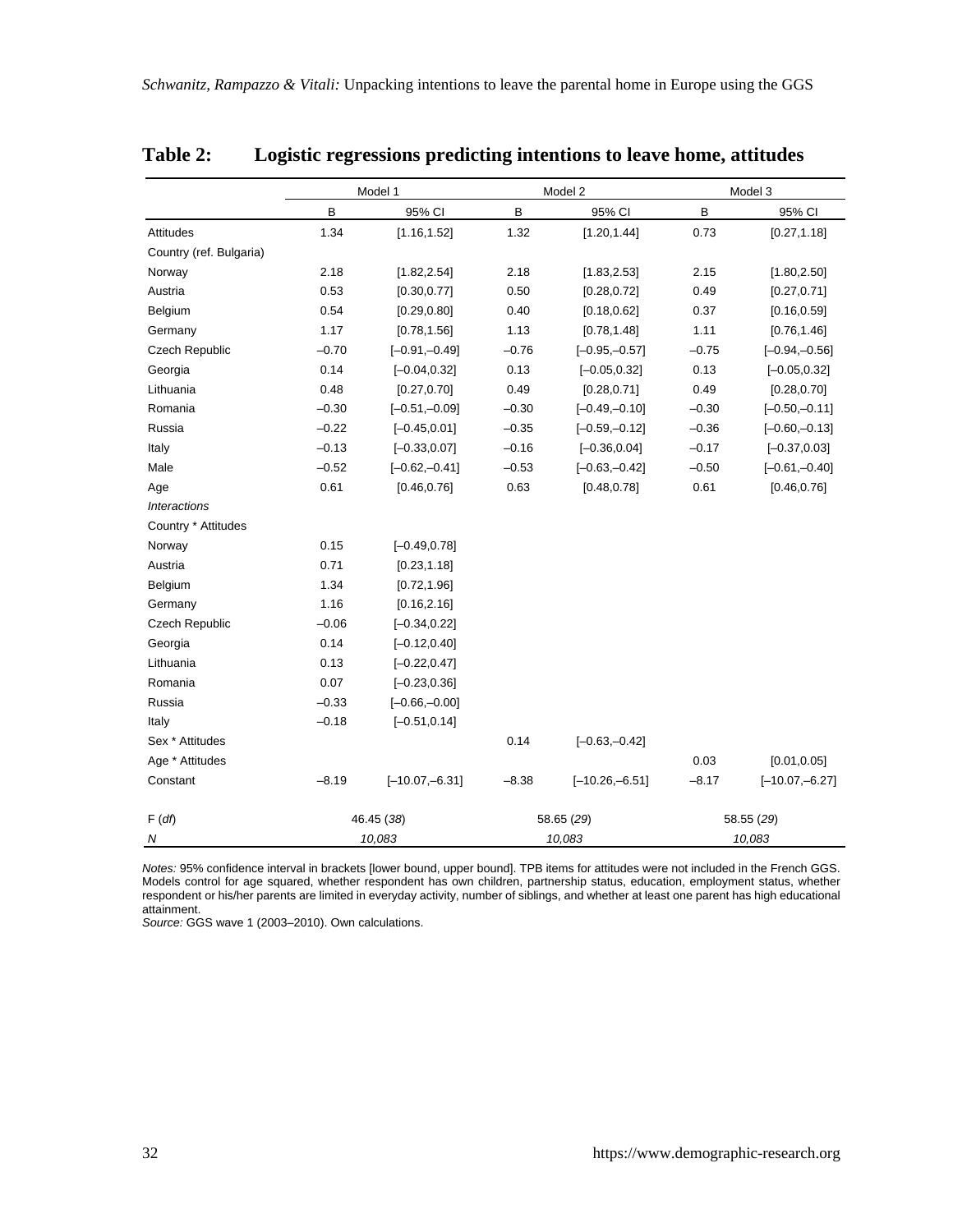## Table 2: Logistic regressions predicting intentions to leave home, attitudes

| | Model 1 | | Model 2 | | Model 3 | |
|---|---|---|---|---|---|---|
| | B | 95% CI | B | 95% CI | B | 95% CI |
| Attitudes | 1.34 | [1.16,1.52] | 1.32 | [1.20,1.44] | 0.73 | [0.27,1.18] |
| Country (ref. Bulgaria) | | | | | | |
| Norway | 2.18 | [1.82,2.54] | 2.18 | [1.83,2.53] | 2.15 | [1.80,2.50] |
| Austria | 0.53 | [0.30,0.77] | 0.50 | [0.28,0.72] | 0.49 | [0.27,0.71] |
| Belgium | 0.54 | [0.29,0.80] | 0.40 | [0.18,0.62] | 0.37 | [0.16,0.59] |
| Germany | 1.17 | [0.78,1.56] | 1.13 | [0.78,1.48] | 1.11 | [0.76,1.46] |
| Czech Republic | –0.70 | [–0.91,–0.49] | –0.76 | [–0.95,–0.57] | –0.75 | [–0.94,–0.56] |
| Georgia | 0.14 | [–0.04,0.32] | 0.13 | [–0.05,0.32] | 0.13 | [–0.05,0.32] |
| Lithuania | 0.48 | [0.27,0.70] | 0.49 | [0.28,0.71] | 0.49 | [0.28,0.70] |
| Romania | –0.30 | [–0.51,–0.09] | –0.30 | [–0.49,–0.10] | –0.30 | [–0.50,–0.11] |
| Russia | –0.22 | [–0.45,0.01] | –0.35 | [–0.59,–0.12] | –0.36 | [–0.60,–0.13] |
| Italy | –0.13 | [–0.33,0.07] | –0.16 | [–0.36,0.04] | –0.17 | [–0.37,0.03] |
| Male | –0.52 | [–0.62,–0.41] | –0.53 | [–0.63,–0.42] | –0.50 | [–0.61,–0.40] |
| Age | 0.61 | [0.46,0.76] | 0.63 | [0.48,0.78] | 0.61 | [0.46,0.76] |
| *Interactions* | | | | | | |
| Country * Attitudes | | | | | | |
| Norway | 0.15 | [–0.49,0.78] | | | | |
| Austria | 0.71 | [0.23,1.18] | | | | |
| Belgium | 1.34 | [0.72,1.96] | | | | |
| Germany | 1.16 | [0.16,2.16] | | | | |
| Czech Republic | –0.06 | [–0.34,0.22] | | | | |
| Georgia | 0.14 | [–0.12,0.40] | | | | |
| Lithuania | 0.13 | [–0.22,0.47] | | | | |
| Romania | 0.07 | [–0.23,0.36] | | | | |
| Russia | –0.33 | [–0.66,–0.00] | | | | |
| Italy | –0.18 | [–0.51,0.14] | | | | |
| Sex * Attitudes | | | 0.14 | [–0.63,–0.42] | | |
| Age * Attitudes | | | | | 0.03 | [0.01,0.05] |
| Constant | –8.19 | [–10.07,–6.31] | –8.38 | [–10.26,–6.51] | –8.17 | [–10.07,–6.27] |
| F (*df*) | 46.45 (*38*) | | 58.65 (*29*) | | 58.55 (*29*) | |
| *N* | *10,083* | | *10,083* | | *10,083* | |

*Notes:* 95% confidence interval in brackets [lower bound, upper bound]. TPB items for attitudes were not included in the French GGS. Models control for age squared, whether respondent has own children, partnership status, education, employment status, whether respondent or his/her parents are limited in everyday activity, number of siblings, and whether at least one parent has high educational attainment.
*Source:* GGS wave 1 (2003–2010). Own calculations.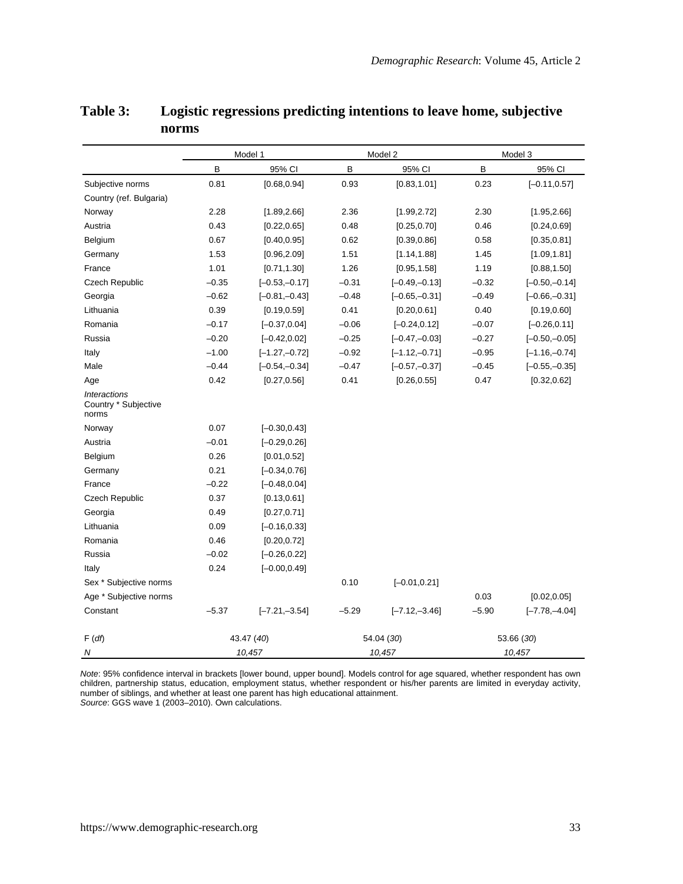**Table 3: Logistic regressions predicting intentions to leave home, subjective norms**

| | Model 1 | | Model 2 | | Model 3 | |
|---|---|---|---|---|---|---|
| | B | 95% CI | B | 95% CI | B | 95% CI |
| Subjective norms | 0.81 | [0.68,0.94] | 0.93 | [0.83,1.01] | 0.23 | [–0.11,0.57] |
| Country (ref. Bulgaria) | | | | | | |
| Norway | 2.28 | [1.89,2.66] | 2.36 | [1.99,2.72] | 2.30 | [1.95,2.66] |
| Austria | 0.43 | [0.22,0.65] | 0.48 | [0.25,0.70] | 0.46 | [0.24,0.69] |
| Belgium | 0.67 | [0.40,0.95] | 0.62 | [0.39,0.86] | 0.58 | [0.35,0.81] |
| Germany | 1.53 | [0.96,2.09] | 1.51 | [1.14,1.88] | 1.45 | [1.09,1.81] |
| France | 1.01 | [0.71,1.30] | 1.26 | [0.95,1.58] | 1.19 | [0.88,1.50] |
| Czech Republic | –0.35 | [–0.53,–0.17] | –0.31 | [–0.49,–0.13] | –0.32 | [–0.50,–0.14] |
| Georgia | –0.62 | [–0.81,–0.43] | –0.48 | [–0.65,–0.31] | –0.49 | [–0.66,–0.31] |
| Lithuania | 0.39 | [0.19,0.59] | 0.41 | [0.20,0.61] | 0.40 | [0.19,0.60] |
| Romania | –0.17 | [–0.37,0.04] | –0.06 | [–0.24,0.12] | –0.07 | [–0.26,0.11] |
| Russia | –0.20 | [–0.42,0.02] | –0.25 | [–0.47,–0.03] | –0.27 | [–0.50,–0.05] |
| Italy | –1.00 | [–1.27,–0.72] | –0.92 | [–1.12,–0.71] | –0.95 | [–1.16,–0.74] |
| Male | –0.44 | [–0.54,–0.34] | –0.47 | [–0.57,–0.37] | –0.45 | [–0.55,–0.35] |
| Age | 0.42 | [0.27,0.56] | 0.41 | [0.26,0.55] | 0.47 | [0.32,0.62] |
| *Interactions* Country * Subjective norms | | | | | | |
| Norway | 0.07 | [–0.30,0.43] | | | | |
| Austria | –0.01 | [–0.29,0.26] | | | | |
| Belgium | 0.26 | [0.01,0.52] | | | | |
| Germany | 0.21 | [–0.34,0.76] | | | | |
| France | –0.22 | [–0.48,0.04] | | | | |
| Czech Republic | 0.37 | [0.13,0.61] | | | | |
| Georgia | 0.49 | [0.27,0.71] | | | | |
| Lithuania | 0.09 | [–0.16,0.33] | | | | |
| Romania | 0.46 | [0.20,0.72] | | | | |
| Russia | –0.02 | [–0.26,0.22] | | | | |
| Italy | 0.24 | [–0.00,0.49] | | | | |
| Sex * Subjective norms | | | 0.10 | [–0.01,0.21] | | |
| Age * Subjective norms | | | | | 0.03 | [0.02,0.05] |
| Constant | –5.37 | [–7.21,–3.54] | –5.29 | [–7.12,–3.46] | –5.90 | [–7.78,–4.04] |
| F (*df*) | 43.47 (*40*) | | 54.04 (*30*) | | 53.66 (*30*) | |
| *N* | *10,457* | | *10,457* | | *10,457* | |

*Note*: 95% confidence interval in brackets [lower bound, upper bound]. Models control for age squared, whether respondent has own children, partnership status, education, employment status, whether respondent or his/her parents are limited in everyday activity, number of siblings, and whether at least one parent has high educational attainment.
*Source*: GGS wave 1 (2003–2010). Own calculations.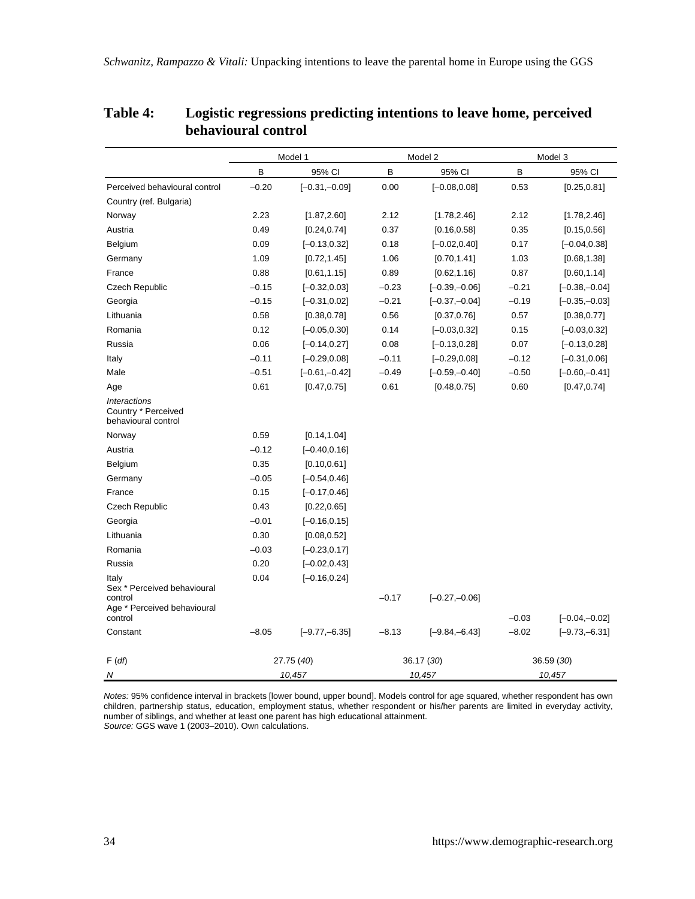**Table 4: Logistic regressions predicting intentions to leave home, perceived behavioural control**

| | Model 1 | | Model 2 | | Model 3 | |
|---|---|---|---|---|---|---|
| | B | 95% CI | B | 95% CI | B | 95% CI |
| Perceived behavioural control | –0.20 | [–0.31,–0.09] | 0.00 | [–0.08,0.08] | 0.53 | [0.25,0.81] |
| Country (ref. Bulgaria) | | | | | | |
| Norway | 2.23 | [1.87,2.60] | 2.12 | [1.78,2.46] | 2.12 | [1.78,2.46] |
| Austria | 0.49 | [0.24,0.74] | 0.37 | [0.16,0.58] | 0.35 | [0.15,0.56] |
| Belgium | 0.09 | [–0.13,0.32] | 0.18 | [–0.02,0.40] | 0.17 | [–0.04,0.38] |
| Germany | 1.09 | [0.72,1.45] | 1.06 | [0.70,1.41] | 1.03 | [0.68,1.38] |
| France | 0.88 | [0.61,1.15] | 0.89 | [0.62,1.16] | 0.87 | [0.60,1.14] |
| Czech Republic | –0.15 | [–0.32,0.03] | –0.23 | [–0.39,–0.06] | –0.21 | [–0.38,–0.04] |
| Georgia | –0.15 | [–0.31,0.02] | –0.21 | [–0.37,–0.04] | –0.19 | [–0.35,–0.03] |
| Lithuania | 0.58 | [0.38,0.78] | 0.56 | [0.37,0.76] | 0.57 | [0.38,0.77] |
| Romania | 0.12 | [–0.05,0.30] | 0.14 | [–0.03,0.32] | 0.15 | [–0.03,0.32] |
| Russia | 0.06 | [–0.14,0.27] | 0.08 | [–0.13,0.28] | 0.07 | [–0.13,0.28] |
| Italy | –0.11 | [–0.29,0.08] | –0.11 | [–0.29,0.08] | –0.12 | [–0.31,0.06] |
| Male | –0.51 | [–0.61,–0.42] | –0.49 | [–0.59,–0.40] | –0.50 | [–0.60,–0.41] |
| Age | 0.61 | [0.47,0.75] | 0.61 | [0.48,0.75] | 0.60 | [0.47,0.74] |
| *Interactions* Country * Perceived behavioural control | | | | | | |
| Norway | 0.59 | [0.14,1.04] | | | | |
| Austria | –0.12 | [–0.40,0.16] | | | | |
| Belgium | 0.35 | [0.10,0.61] | | | | |
| Germany | –0.05 | [–0.54,0.46] | | | | |
| France | 0.15 | [–0.17,0.46] | | | | |
| Czech Republic | 0.43 | [0.22,0.65] | | | | |
| Georgia | –0.01 | [–0.16,0.15] | | | | |
| Lithuania | 0.30 | [0.08,0.52] | | | | |
| Romania | –0.03 | [–0.23,0.17] | | | | |
| Russia | 0.20 | [–0.02,0.43] | | | | |
| Italy | 0.04 | [–0.16,0.24] | | | | |
| Sex * Perceived behavioural control | | | –0.17 | [–0.27,–0.06] | | |
| Age * Perceived behavioural control | | | | | –0.03 | [–0.04,–0.02] |
| Constant | –8.05 | [–9.77,–6.35] | –8.13 | [–9.84,–6.43] | –8.02 | [–9.73,–6.31] |
| F (*df*) | 27.75 (*40*) | | 36.17 (*30*) | | 36.59 (*30*) | |
| *N* | *10,457* | | *10,457* | | *10,457* | |

*Notes:* 95% confidence interval in brackets [lower bound, upper bound]. Models control for age squared, whether respondent has own children, partnership status, education, employment status, whether respondent or his/her parents are limited in everyday activity, number of siblings, and whether at least one parent has high educational attainment.
*Source:* GGS wave 1 (2003–2010). Own calculations.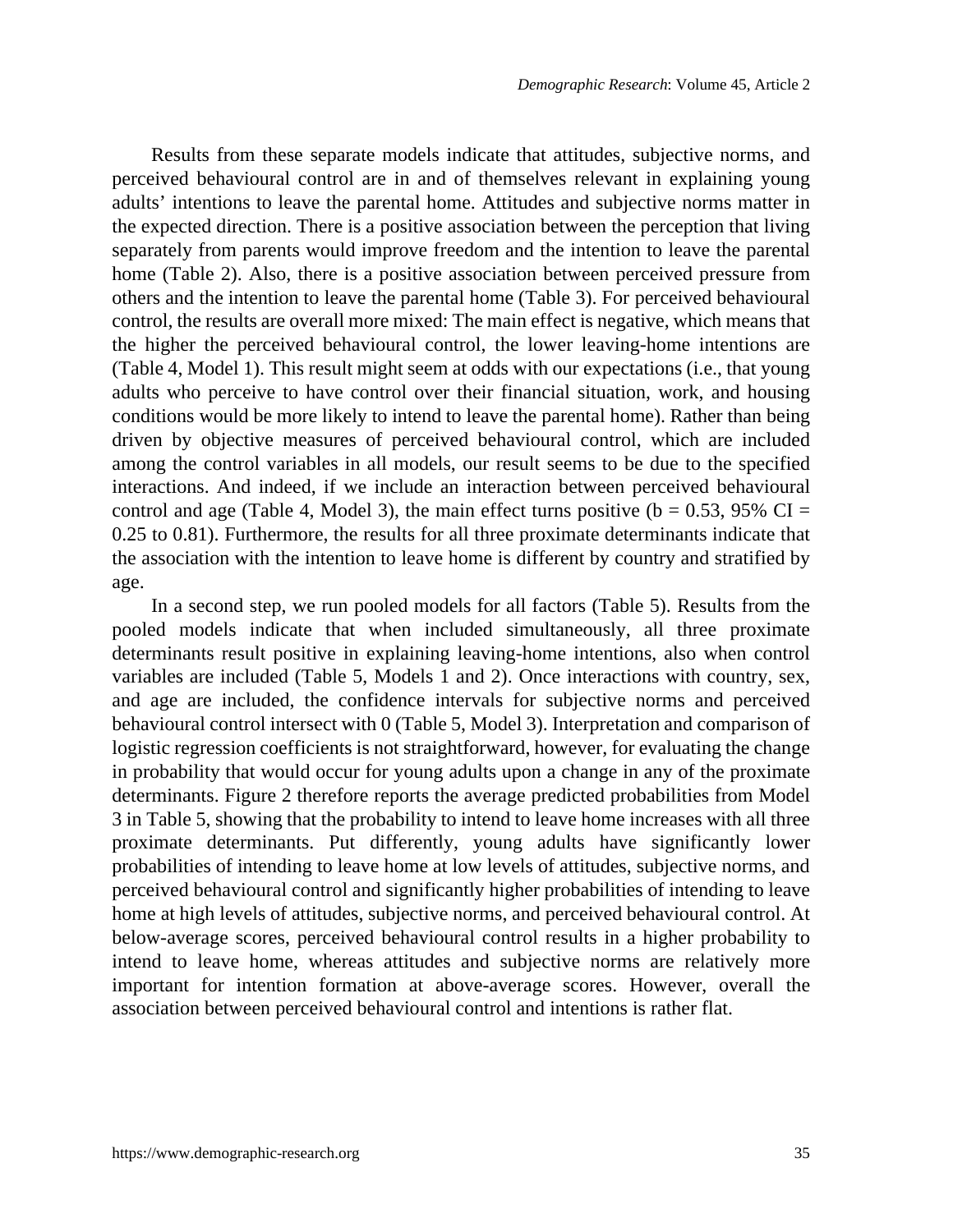Results from these separate models indicate that attitudes, subjective norms, and perceived behavioural control are in and of themselves relevant in explaining young adults' intentions to leave the parental home. Attitudes and subjective norms matter in the expected direction. There is a positive association between the perception that living separately from parents would improve freedom and the intention to leave the parental home (Table 2). Also, there is a positive association between perceived pressure from others and the intention to leave the parental home (Table 3). For perceived behavioural control, the results are overall more mixed: The main effect is negative, which means that the higher the perceived behavioural control, the lower leaving-home intentions are (Table 4, Model 1). This result might seem at odds with our expectations (i.e., that young adults who perceive to have control over their financial situation, work, and housing conditions would be more likely to intend to leave the parental home). Rather than being driven by objective measures of perceived behavioural control, which are included among the control variables in all models, our result seems to be due to the specified interactions. And indeed, if we include an interaction between perceived behavioural control and age (Table 4, Model 3), the main effect turns positive ($b = 0.53$, 95% CI = 0.25 to 0.81). Furthermore, the results for all three proximate determinants indicate that the association with the intention to leave home is different by country and stratified by age.

In a second step, we run pooled models for all factors (Table 5). Results from the pooled models indicate that when included simultaneously, all three proximate determinants result positive in explaining leaving-home intentions, also when control variables are included (Table 5, Models 1 and 2). Once interactions with country, sex, and age are included, the confidence intervals for subjective norms and perceived behavioural control intersect with 0 (Table 5, Model 3). Interpretation and comparison of logistic regression coefficients is not straightforward, however, for evaluating the change in probability that would occur for young adults upon a change in any of the proximate determinants. Figure 2 therefore reports the average predicted probabilities from Model 3 in Table 5, showing that the probability to intend to leave home increases with all three proximate determinants. Put differently, young adults have significantly lower probabilities of intending to leave home at low levels of attitudes, subjective norms, and perceived behavioural control and significantly higher probabilities of intending to leave home at high levels of attitudes, subjective norms, and perceived behavioural control. At below-average scores, perceived behavioural control results in a higher probability to intend to leave home, whereas attitudes and subjective norms are relatively more important for intention formation at above-average scores. However, overall the association between perceived behavioural control and intentions is rather flat.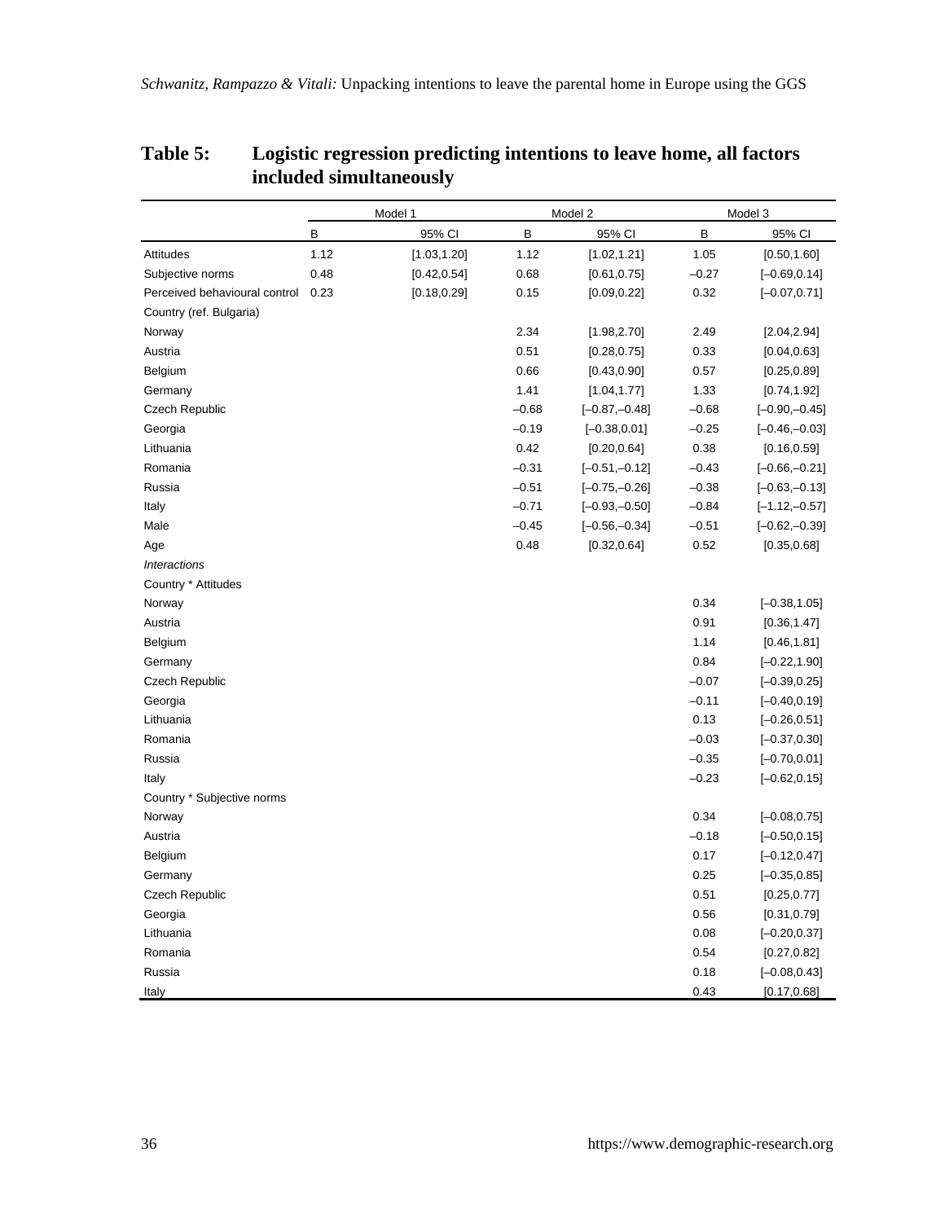**Table 5: Logistic regression predicting intentions to leave home, all factors included simultaneously**

| | Model 1 | | Model 2 | | Model 3 | |
|---|---|---|---|---|---|---|
| | B | 95% CI | B | 95% CI | B | 95% CI |
| Attitudes | 1.12 | [1.03,1.20] | 1.12 | [1.02,1.21] | 1.05 | [0.50,1.60] |
| Subjective norms | 0.48 | [0.42,0.54] | 0.68 | [0.61,0.75] | –0.27 | [–0.69,0.14] |
| Perceived behavioural control | 0.23 | [0.18,0.29] | 0.15 | [0.09,0.22] | 0.32 | [–0.07,0.71] |
| Country (ref. Bulgaria) | | | | | | |
| Norway | | | 2.34 | [1.98,2.70] | 2.49 | [2.04,2.94] |
| Austria | | | 0.51 | [0.28,0.75] | 0.33 | [0.04,0.63] |
| Belgium | | | 0.66 | [0.43,0.90] | 0.57 | [0.25,0.89] |
| Germany | | | 1.41 | [1.04,1.77] | 1.33 | [0.74,1.92] |
| Czech Republic | | | –0.68 | [–0.87,–0.48] | –0.68 | [–0.90,–0.45] |
| Georgia | | | –0.19 | [–0.38,0.01] | –0.25 | [–0.46,–0.03] |
| Lithuania | | | 0.42 | [0.20,0.64] | 0.38 | [0.16,0.59] |
| Romania | | | –0.31 | [–0.51,–0.12] | –0.43 | [–0.66,–0.21] |
| Russia | | | –0.51 | [–0.75,–0.26] | –0.38 | [–0.63,–0.13] |
| Italy | | | –0.71 | [–0.93,–0.50] | –0.84 | [–1.12,–0.57] |
| Male | | | –0.45 | [–0.56,–0.34] | –0.51 | [–0.62,–0.39] |
| Age | | | 0.48 | [0.32,0.64] | 0.52 | [0.35,0.68] |
| *Interactions* | | | | | | |
| Country * Attitudes | | | | | | |
| Norway | | | | | 0.34 | [–0.38,1.05] |
| Austria | | | | | 0.91 | [0.36,1.47] |
| Belgium | | | | | 1.14 | [0.46,1.81] |
| Germany | | | | | 0.84 | [–0.22,1.90] |
| Czech Republic | | | | | –0.07 | [–0.39,0.25] |
| Georgia | | | | | –0.11 | [–0.40,0.19] |
| Lithuania | | | | | 0.13 | [–0.26,0.51] |
| Romania | | | | | –0.03 | [–0.37,0.30] |
| Russia | | | | | –0.35 | [–0.70,0.01] |
| Italy | | | | | –0.23 | [–0.62,0.15] |
| Country * Subjective norms | | | | | | |
| Norway | | | | | 0.34 | [–0.08,0.75] |
| Austria | | | | | –0.18 | [–0.50,0.15] |
| Belgium | | | | | 0.17 | [–0.12,0.47] |
| Germany | | | | | 0.25 | [–0.35,0.85] |
| Czech Republic | | | | | 0.51 | [0.25,0.77] |
| Georgia | | | | | 0.56 | [0.31,0.79] |
| Lithuania | | | | | 0.08 | [–0.20,0.37] |
| Romania | | | | | 0.54 | [0.27,0.82] |
| Russia | | | | | 0.18 | [–0.08,0.43] |
| Italy | | | | | 0.43 | [0.17,0.68] |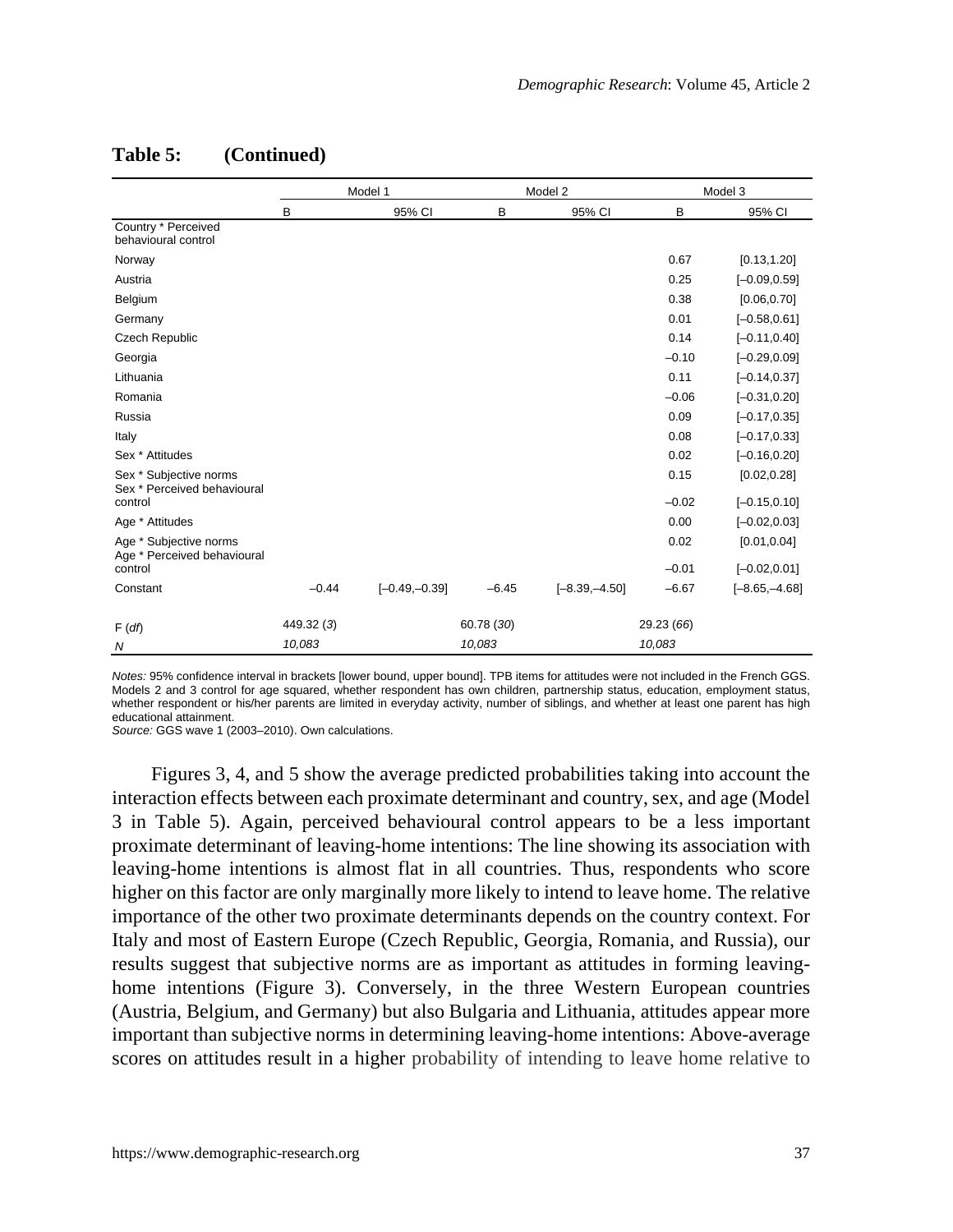**Table 5: (Continued)**

| | Model 1 | | Model 2 | | Model 3 | |
|---|---|---|---|---|---|---|
| | B | 95% CI | B | 95% CI | B | 95% CI |
| Country * Perceived behavioural control | | | | | | |
| Norway | | | | | 0.67 | [0.13,1.20] |
| Austria | | | | | 0.25 | [–0.09,0.59] |
| Belgium | | | | | 0.38 | [0.06,0.70] |
| Germany | | | | | 0.01 | [–0.58,0.61] |
| Czech Republic | | | | | 0.14 | [–0.11,0.40] |
| Georgia | | | | | –0.10 | [–0.29,0.09] |
| Lithuania | | | | | 0.11 | [–0.14,0.37] |
| Romania | | | | | –0.06 | [–0.31,0.20] |
| Russia | | | | | 0.09 | [–0.17,0.35] |
| Italy | | | | | 0.08 | [–0.17,0.33] |
| Sex * Attitudes | | | | | 0.02 | [–0.16,0.20] |
| Sex * Subjective norms | | | | | 0.15 | [0.02,0.28] |
| Sex * Perceived behavioural control | | | | | –0.02 | [–0.15,0.10] |
| Age * Attitudes | | | | | 0.00 | [–0.02,0.03] |
| Age * Subjective norms | | | | | 0.02 | [0.01,0.04] |
| Age * Perceived behavioural control | | | | | –0.01 | [–0.02,0.01] |
| Constant | –0.44 | [–0.49,–0.39] | –6.45 | [–8.39,–4.50] | –6.67 | [–8.65,–4.68] |
| F (*df*) | 449.32 (*3*) | | 60.78 (*30*) | | 29.23 (*66*) | |
| *N* | *10,083* | | *10,083* | | *10,083* | |

*Notes:* 95% confidence interval in brackets [lower bound, upper bound]. TPB items for attitudes were not included in the French GGS. Models 2 and 3 control for age squared, whether respondent has own children, partnership status, education, employment status, whether respondent or his/her parents are limited in everyday activity, number of siblings, and whether at least one parent has high educational attainment.
*Source:* GGS wave 1 (2003–2010). Own calculations.

Figures 3, 4, and 5 show the average predicted probabilities taking into account the interaction effects between each proximate determinant and country, sex, and age (Model 3 in Table 5). Again, perceived behavioural control appears to be a less important proximate determinant of leaving-home intentions: The line showing its association with leaving-home intentions is almost flat in all countries. Thus, respondents who score higher on this factor are only marginally more likely to intend to leave home. The relative importance of the other two proximate determinants depends on the country context. For Italy and most of Eastern Europe (Czech Republic, Georgia, Romania, and Russia), our results suggest that subjective norms are as important as attitudes in forming leaving-home intentions (Figure 3). Conversely, in the three Western European countries (Austria, Belgium, and Germany) but also Bulgaria and Lithuania, attitudes appear more important than subjective norms in determining leaving-home intentions: Above-average scores on attitudes result in a higher probability of intending to leave home relative to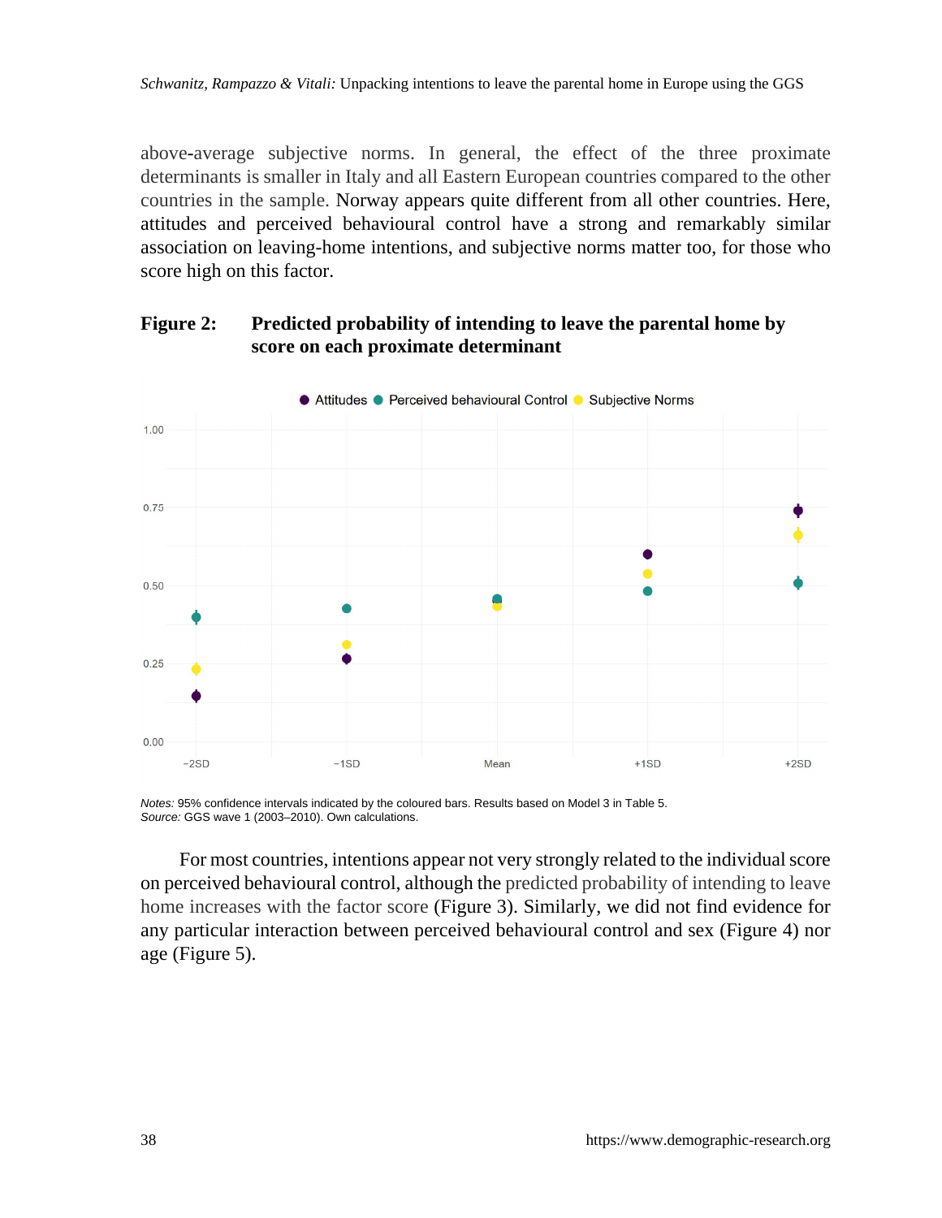above-average subjective norms. In general, the effect of the three proximate determinants is smaller in Italy and all Eastern European countries compared to the other countries in the sample. Norway appears quite different from all other countries. Here, attitudes and perceived behavioural control have a strong and remarkably similar association on leaving-home intentions, and subjective norms matter too, for those who score high on this factor.

**Figure 2: Predicted probability of intending to leave the parental home by score on each proximate determinant**

*Notes:* 95% confidence intervals indicated by the coloured bars. Results based on Model 3 in Table 5.
*Source:* GGS wave 1 (2003–2010). Own calculations.

For most countries, intentions appear not very strongly related to the individual score on perceived behavioural control, although the predicted probability of intending to leave home increases with the factor score (Figure 3). Similarly, we did not find evidence for any particular interaction between perceived behavioural control and sex (Figure 4) nor age (Figure 5).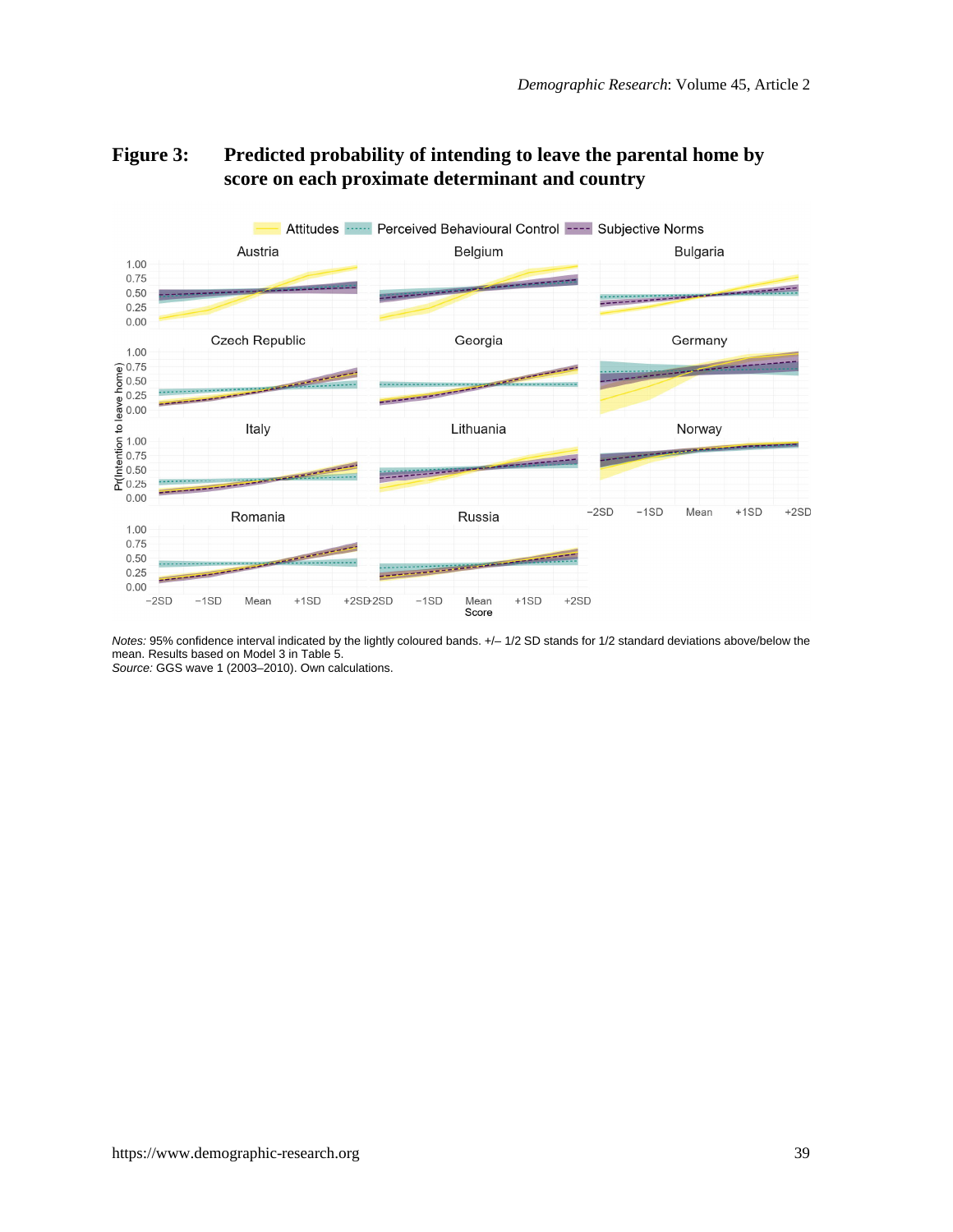**Figure 3: Predicted probability of intending to leave the parental home by score on each proximate determinant and country**

*Notes:* 95% confidence interval indicated by the lightly coloured bands. +/– 1/2 SD stands for 1/2 standard deviations above/below the mean. Results based on Model 3 in Table 5.
*Source:* GGS wave 1 (2003–2010). Own calculations.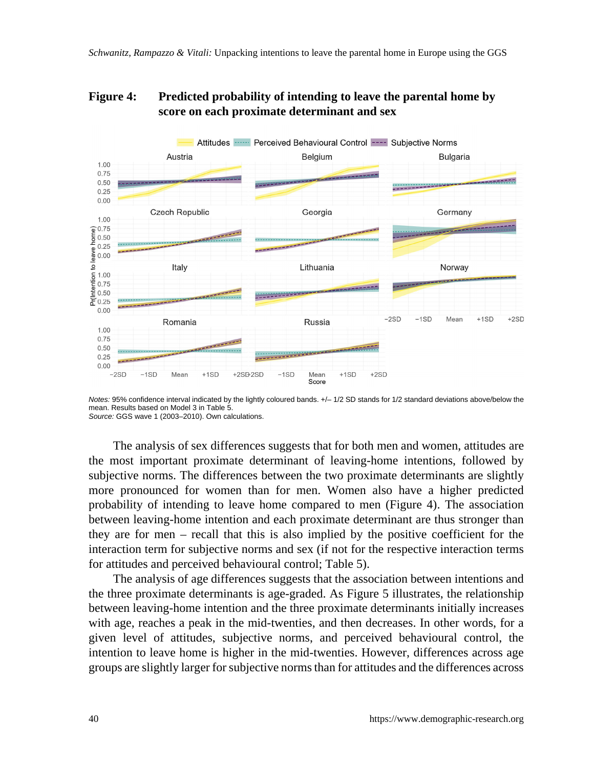**Figure 4: Predicted probability of intending to leave the parental home by score on each proximate determinant and sex**

*Notes:* 95% confidence interval indicated by the lightly coloured bands. +/– 1/2 SD stands for 1/2 standard deviations above/below the mean. Results based on Model 3 in Table 5.
*Source:* GGS wave 1 (2003–2010). Own calculations.

The analysis of sex differences suggests that for both men and women, attitudes are the most important proximate determinant of leaving-home intentions, followed by subjective norms. The differences between the two proximate determinants are slightly more pronounced for women than for men. Women also have a higher predicted probability of intending to leave home compared to men (Figure 4). The association between leaving-home intention and each proximate determinant are thus stronger than they are for men – recall that this is also implied by the positive coefficient for the interaction term for subjective norms and sex (if not for the respective interaction terms for attitudes and perceived behavioural control; Table 5).

The analysis of age differences suggests that the association between intentions and the three proximate determinants is age-graded. As Figure 5 illustrates, the relationship between leaving-home intention and the three proximate determinants initially increases with age, reaches a peak in the mid-twenties, and then decreases. In other words, for a given level of attitudes, subjective norms, and perceived behavioural control, the intention to leave home is higher in the mid-twenties. However, differences across age groups are slightly larger for subjective norms than for attitudes and the differences across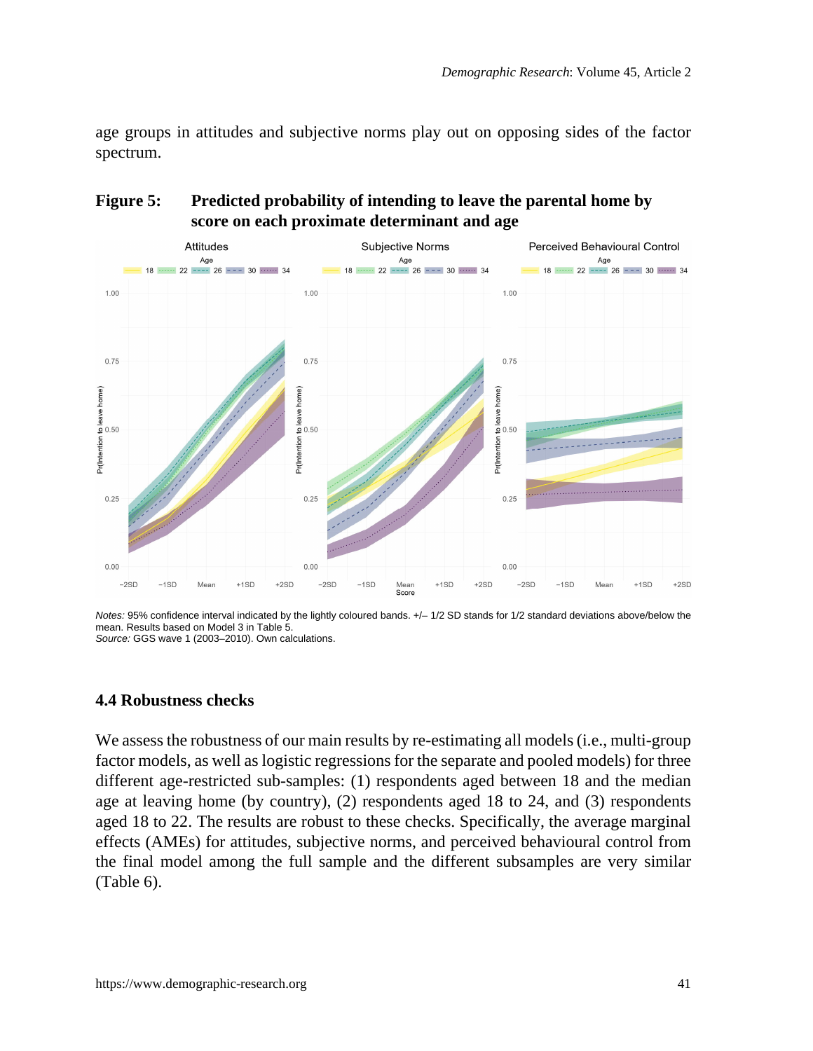age groups in attitudes and subjective norms play out on opposing sides of the factor spectrum.

**Figure 5: Predicted probability of intending to leave the parental home by score on each proximate determinant and age**

*Notes:* 95% confidence interval indicated by the lightly coloured bands. +/– 1/2 SD stands for 1/2 standard deviations above/below the mean. Results based on Model 3 in Table 5.
*Source:* GGS wave 1 (2003–2010). Own calculations.

### 4.4 Robustness checks

We assess the robustness of our main results by re-estimating all models (i.e., multi-group factor models, as well as logistic regressions for the separate and pooled models) for three different age-restricted sub-samples: (1) respondents aged between 18 and the median age at leaving home (by country), (2) respondents aged 18 to 24, and (3) respondents aged 18 to 22. The results are robust to these checks. Specifically, the average marginal effects (AMEs) for attitudes, subjective norms, and perceived behavioural control from the final model among the full sample and the different subsamples are very similar (Table 6).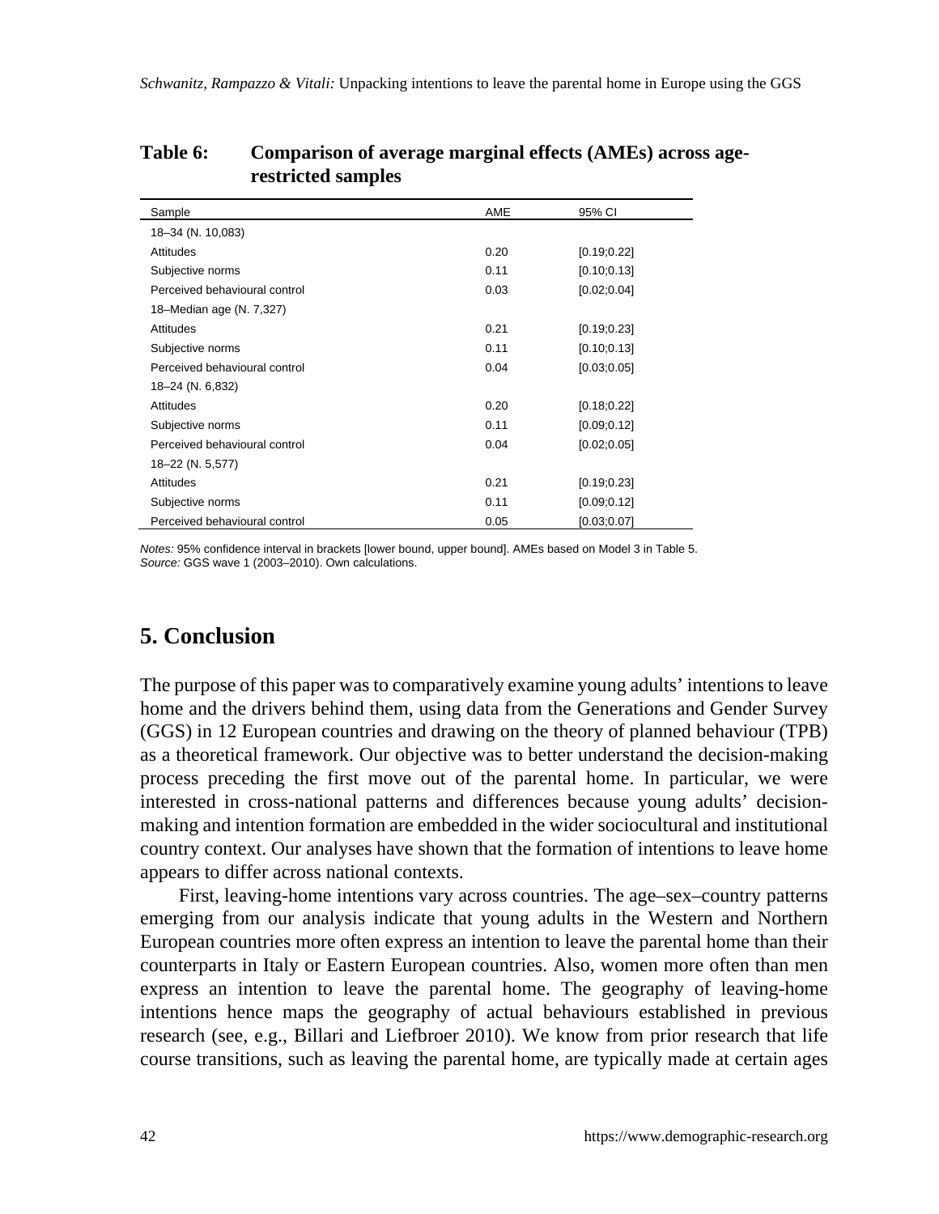**Table 6: Comparison of average marginal effects (AMEs) across age-restricted samples**

| Sample | AME | 95% CI |
|---|---|---|
| 18–34 (N. 10,083) | | |
| Attitudes | 0.20 | [0.19;0.22] |
| Subjective norms | 0.11 | [0.10;0.13] |
| Perceived behavioural control | 0.03 | [0.02;0.04] |
| 18–Median age (N. 7,327) | | |
| Attitudes | 0.21 | [0.19;0.23] |
| Subjective norms | 0.11 | [0.10;0.13] |
| Perceived behavioural control | 0.04 | [0.03;0.05] |
| 18–24 (N. 6,832) | | |
| Attitudes | 0.20 | [0.18;0.22] |
| Subjective norms | 0.11 | [0.09;0.12] |
| Perceived behavioural control | 0.04 | [0.02;0.05] |
| 18–22 (N. 5,577) | | |
| Attitudes | 0.21 | [0.19;0.23] |
| Subjective norms | 0.11 | [0.09;0.12] |
| Perceived behavioural control | 0.05 | [0.03;0.07] |

*Notes:* 95% confidence interval in brackets [lower bound, upper bound]. AMEs based on Model 3 in Table 5.
*Source:* GGS wave 1 (2003–2010). Own calculations.

## 5. Conclusion

The purpose of this paper was to comparatively examine young adults' intentions to leave home and the drivers behind them, using data from the Generations and Gender Survey (GGS) in 12 European countries and drawing on the theory of planned behaviour (TPB) as a theoretical framework. Our objective was to better understand the decision-making process preceding the first move out of the parental home. In particular, we were interested in cross-national patterns and differences because young adults' decision-making and intention formation are embedded in the wider sociocultural and institutional country context. Our analyses have shown that the formation of intentions to leave home appears to differ across national contexts.

First, leaving-home intentions vary across countries. The age–sex–country patterns emerging from our analysis indicate that young adults in the Western and Northern European countries more often express an intention to leave the parental home than their counterparts in Italy or Eastern European countries. Also, women more often than men express an intention to leave the parental home. The geography of leaving-home intentions hence maps the geography of actual behaviours established in previous research (see, e.g., Billari and Liefbroer 2010). We know from prior research that life course transitions, such as leaving the parental home, are typically made at certain ages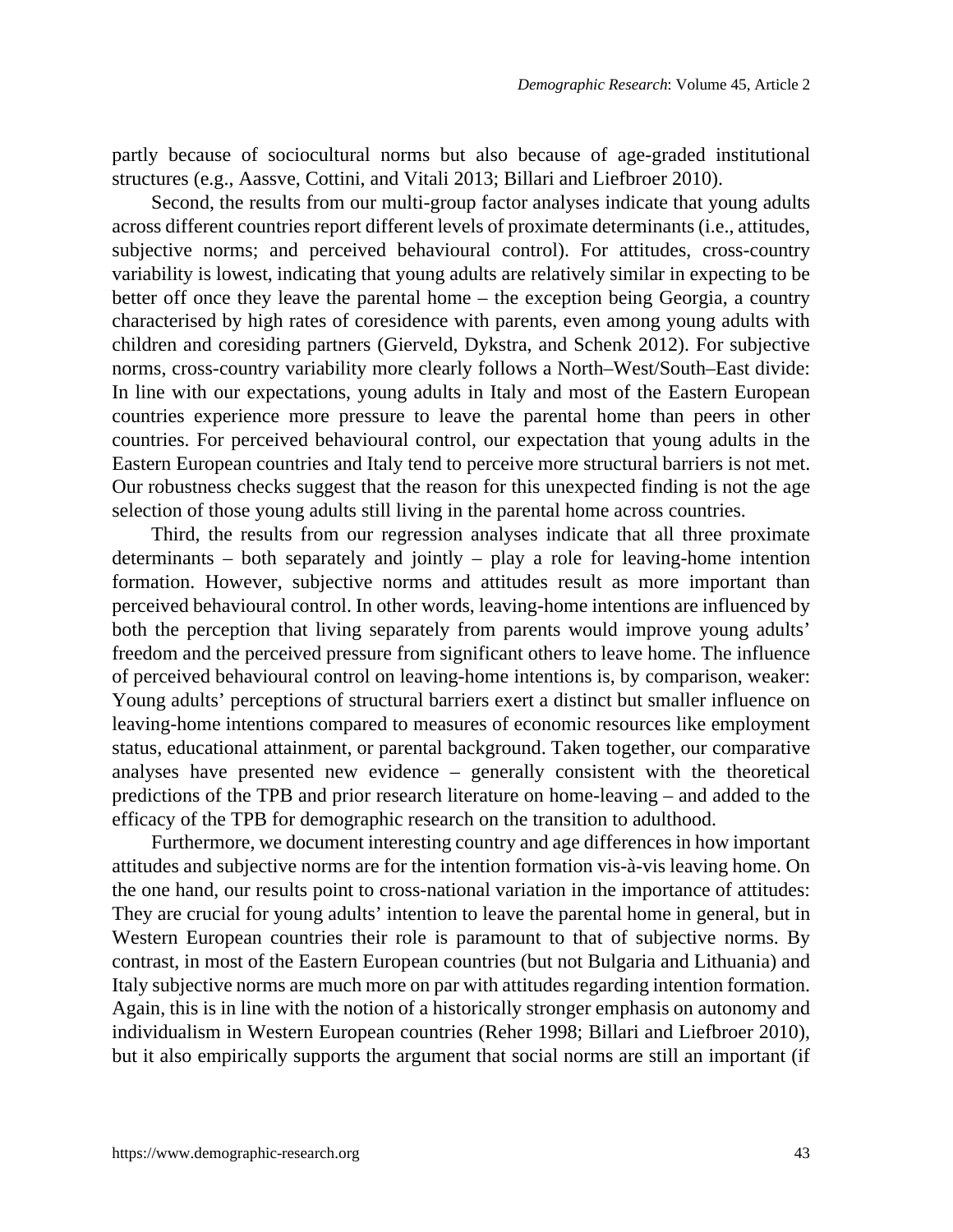partly because of sociocultural norms but also because of age-graded institutional structures (e.g., Aassve, Cottini, and Vitali 2013; Billari and Liefbroer 2010).

Second, the results from our multi-group factor analyses indicate that young adults across different countries report different levels of proximate determinants (i.e., attitudes, subjective norms; and perceived behavioural control). For attitudes, cross-country variability is lowest, indicating that young adults are relatively similar in expecting to be better off once they leave the parental home – the exception being Georgia, a country characterised by high rates of coresidence with parents, even among young adults with children and coresiding partners (Gierveld, Dykstra, and Schenk 2012). For subjective norms, cross-country variability more clearly follows a North–West/South–East divide: In line with our expectations, young adults in Italy and most of the Eastern European countries experience more pressure to leave the parental home than peers in other countries. For perceived behavioural control, our expectation that young adults in the Eastern European countries and Italy tend to perceive more structural barriers is not met. Our robustness checks suggest that the reason for this unexpected finding is not the age selection of those young adults still living in the parental home across countries.

Third, the results from our regression analyses indicate that all three proximate determinants – both separately and jointly – play a role for leaving-home intention formation. However, subjective norms and attitudes result as more important than perceived behavioural control. In other words, leaving-home intentions are influenced by both the perception that living separately from parents would improve young adults' freedom and the perceived pressure from significant others to leave home. The influence of perceived behavioural control on leaving-home intentions is, by comparison, weaker: Young adults' perceptions of structural barriers exert a distinct but smaller influence on leaving-home intentions compared to measures of economic resources like employment status, educational attainment, or parental background. Taken together, our comparative analyses have presented new evidence – generally consistent with the theoretical predictions of the TPB and prior research literature on home-leaving – and added to the efficacy of the TPB for demographic research on the transition to adulthood.

Furthermore, we document interesting country and age differences in how important attitudes and subjective norms are for the intention formation vis-à-vis leaving home. On the one hand, our results point to cross-national variation in the importance of attitudes: They are crucial for young adults' intention to leave the parental home in general, but in Western European countries their role is paramount to that of subjective norms. By contrast, in most of the Eastern European countries (but not Bulgaria and Lithuania) and Italy subjective norms are much more on par with attitudes regarding intention formation. Again, this is in line with the notion of a historically stronger emphasis on autonomy and individualism in Western European countries (Reher 1998; Billari and Liefbroer 2010), but it also empirically supports the argument that social norms are still an important (if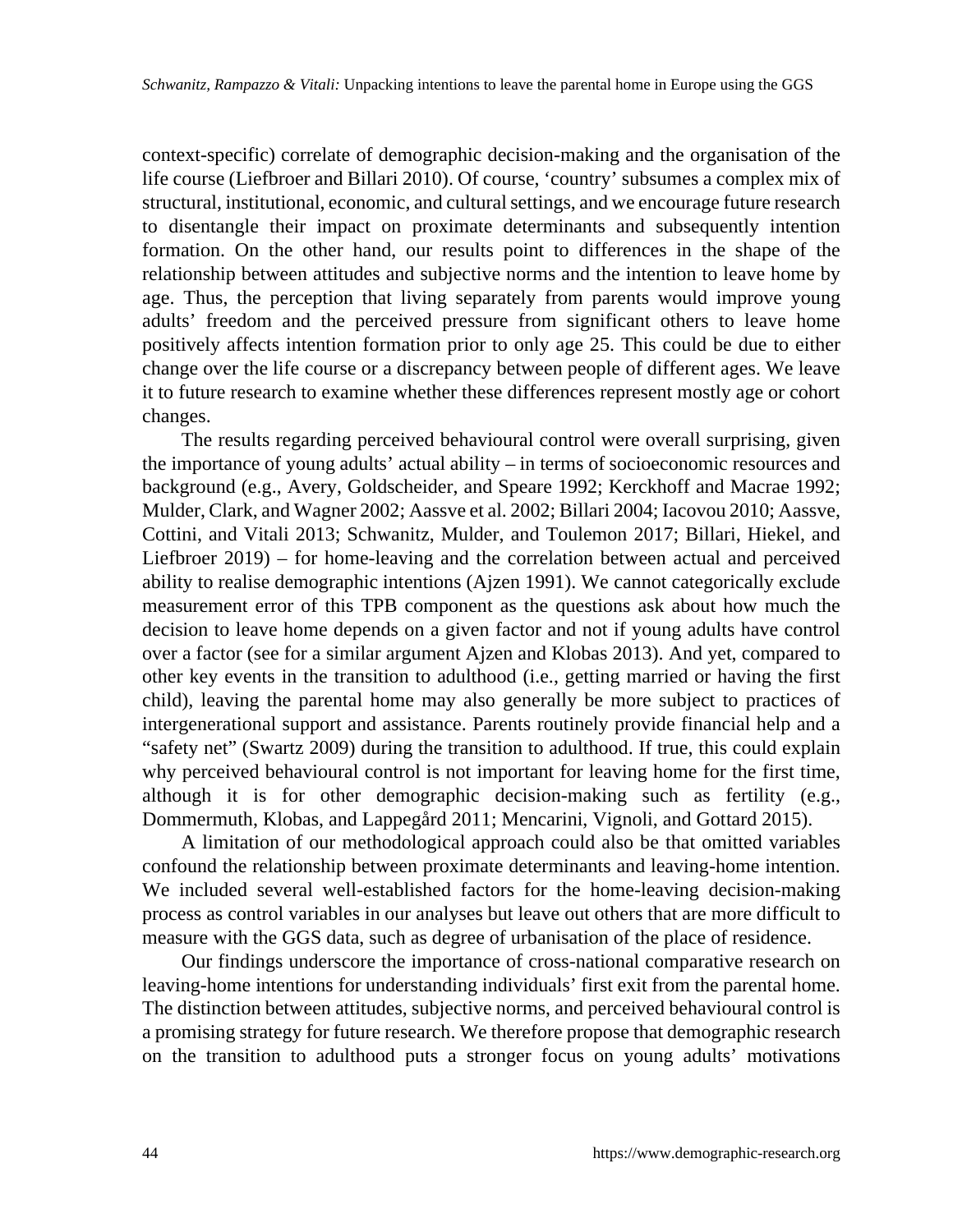context-specific) correlate of demographic decision-making and the organisation of the life course (Liefbroer and Billari 2010). Of course, 'country' subsumes a complex mix of structural, institutional, economic, and cultural settings, and we encourage future research to disentangle their impact on proximate determinants and subsequently intention formation. On the other hand, our results point to differences in the shape of the relationship between attitudes and subjective norms and the intention to leave home by age. Thus, the perception that living separately from parents would improve young adults' freedom and the perceived pressure from significant others to leave home positively affects intention formation prior to only age 25. This could be due to either change over the life course or a discrepancy between people of different ages. We leave it to future research to examine whether these differences represent mostly age or cohort changes.

The results regarding perceived behavioural control were overall surprising, given the importance of young adults' actual ability – in terms of socioeconomic resources and background (e.g., Avery, Goldscheider, and Speare 1992; Kerckhoff and Macrae 1992; Mulder, Clark, and Wagner 2002; Aassve et al. 2002; Billari 2004; Iacovou 2010; Aassve, Cottini, and Vitali 2013; Schwanitz, Mulder, and Toulemon 2017; Billari, Hiekel, and Liefbroer 2019) – for home-leaving and the correlation between actual and perceived ability to realise demographic intentions (Ajzen 1991). We cannot categorically exclude measurement error of this TPB component as the questions ask about how much the decision to leave home depends on a given factor and not if young adults have control over a factor (see for a similar argument Ajzen and Klobas 2013). And yet, compared to other key events in the transition to adulthood (i.e., getting married or having the first child), leaving the parental home may also generally be more subject to practices of intergenerational support and assistance. Parents routinely provide financial help and a "safety net" (Swartz 2009) during the transition to adulthood. If true, this could explain why perceived behavioural control is not important for leaving home for the first time, although it is for other demographic decision-making such as fertility (e.g., Dommermuth, Klobas, and Lappegård 2011; Mencarini, Vignoli, and Gottard 2015).

A limitation of our methodological approach could also be that omitted variables confound the relationship between proximate determinants and leaving-home intention. We included several well-established factors for the home-leaving decision-making process as control variables in our analyses but leave out others that are more difficult to measure with the GGS data, such as degree of urbanisation of the place of residence.

Our findings underscore the importance of cross-national comparative research on leaving-home intentions for understanding individuals' first exit from the parental home. The distinction between attitudes, subjective norms, and perceived behavioural control is a promising strategy for future research. We therefore propose that demographic research on the transition to adulthood puts a stronger focus on young adults' motivations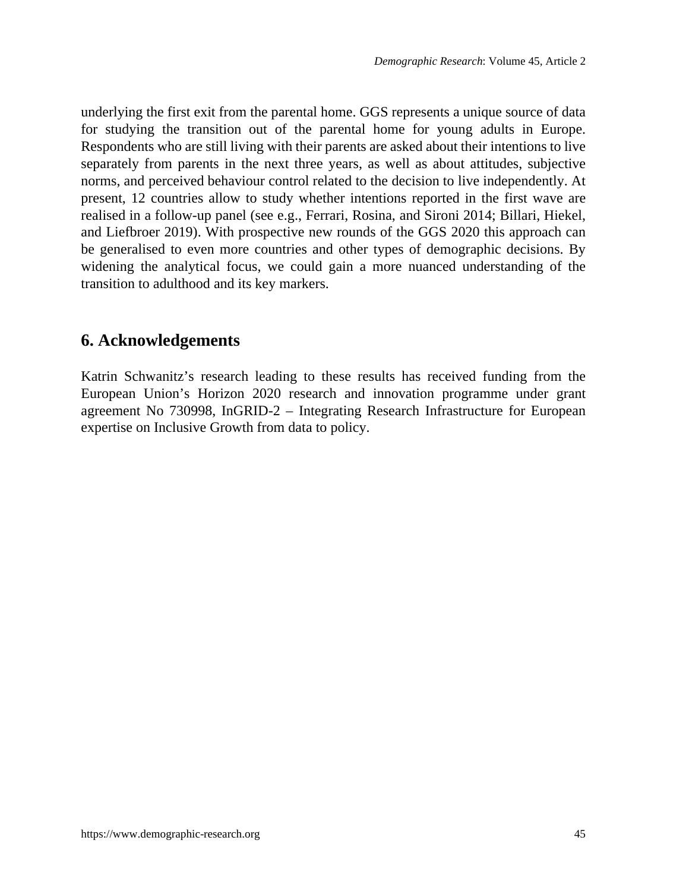underlying the first exit from the parental home. GGS represents a unique source of data for studying the transition out of the parental home for young adults in Europe. Respondents who are still living with their parents are asked about their intentions to live separately from parents in the next three years, as well as about attitudes, subjective norms, and perceived behaviour control related to the decision to live independently. At present, 12 countries allow to study whether intentions reported in the first wave are realised in a follow-up panel (see e.g., Ferrari, Rosina, and Sironi 2014; Billari, Hiekel, and Liefbroer 2019). With prospective new rounds of the GGS 2020 this approach can be generalised to even more countries and other types of demographic decisions. By widening the analytical focus, we could gain a more nuanced understanding of the transition to adulthood and its key markers.

## 6. Acknowledgements

Katrin Schwanitz's research leading to these results has received funding from the European Union's Horizon 2020 research and innovation programme under grant agreement No 730998, InGRID-2 – Integrating Research Infrastructure for European expertise on Inclusive Growth from data to policy.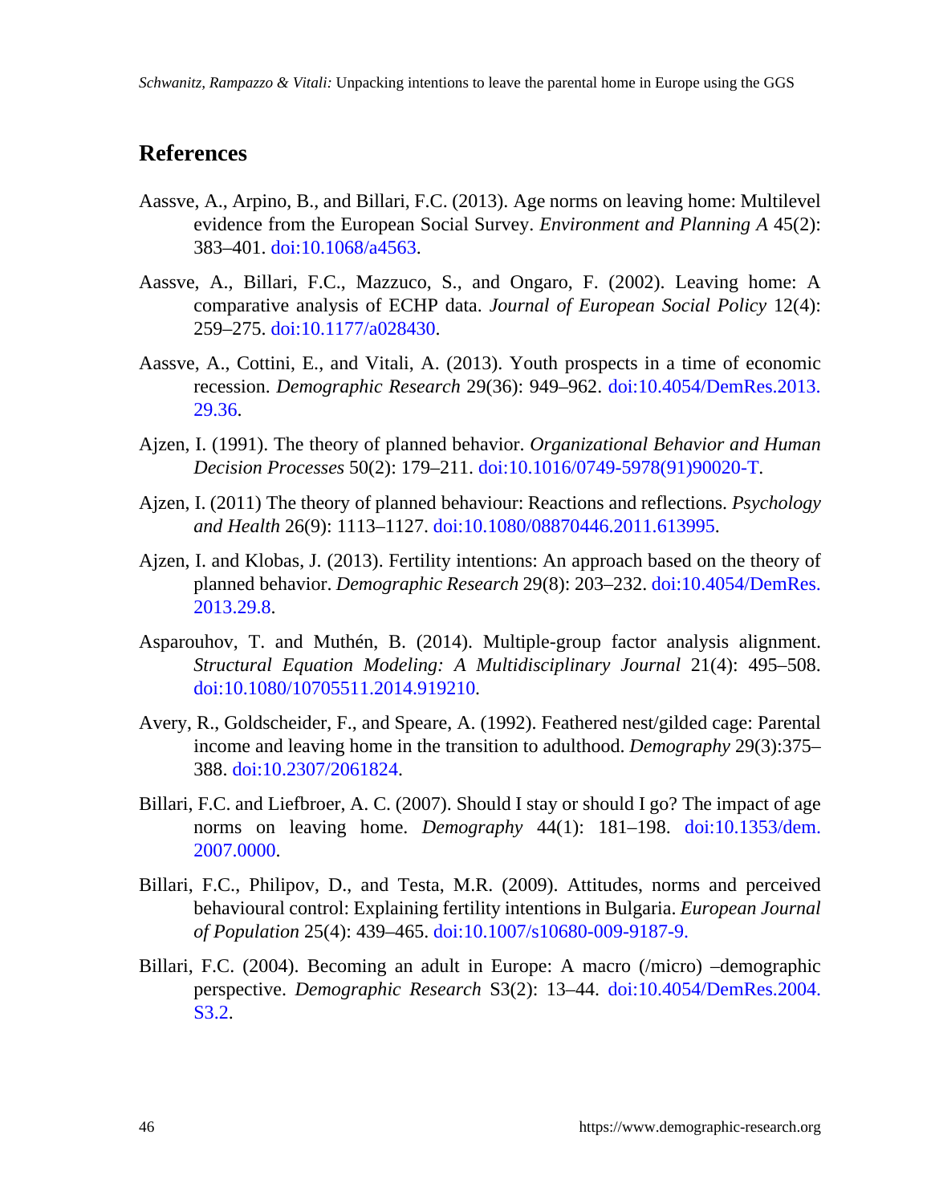## References

Aassve, A., Arpino, B., and Billari, F.C. (2013). Age norms on leaving home: Multilevel evidence from the European Social Survey. *Environment and Planning A* 45(2): 383–401. doi:10.1068/a4563.

Aassve, A., Billari, F.C., Mazzuco, S., and Ongaro, F. (2002). Leaving home: A comparative analysis of ECHP data. *Journal of European Social Policy* 12(4): 259–275. doi:10.1177/a028430.

Aassve, A., Cottini, E., and Vitali, A. (2013). Youth prospects in a time of economic recession. *Demographic Research* 29(36): 949–962. doi:10.4054/DemRes.2013.29.36.

Ajzen, I. (1991). The theory of planned behavior. *Organizational Behavior and Human Decision Processes* 50(2): 179–211. doi:10.1016/0749-5978(91)90020-T.

Ajzen, I. (2011) The theory of planned behaviour: Reactions and reflections. *Psychology and Health* 26(9): 1113–1127. doi:10.1080/08870446.2011.613995.

Ajzen, I. and Klobas, J. (2013). Fertility intentions: An approach based on the theory of planned behavior. *Demographic Research* 29(8): 203–232. doi:10.4054/DemRes.2013.29.8.

Asparouhov, T. and Muthén, B. (2014). Multiple-group factor analysis alignment. *Structural Equation Modeling: A Multidisciplinary Journal* 21(4): 495–508. doi:10.1080/10705511.2014.919210.

Avery, R., Goldscheider, F., and Speare, A. (1992). Feathered nest/gilded cage: Parental income and leaving home in the transition to adulthood. *Demography* 29(3):375–388. doi:10.2307/2061824.

Billari, F.C. and Liefbroer, A. C. (2007). Should I stay or should I go? The impact of age norms on leaving home. *Demography* 44(1): 181–198. doi:10.1353/dem.2007.0000.

Billari, F.C., Philipov, D., and Testa, M.R. (2009). Attitudes, norms and perceived behavioural control: Explaining fertility intentions in Bulgaria. *European Journal of Population* 25(4): 439–465. doi:10.1007/s10680-009-9187-9.

Billari, F.C. (2004). Becoming an adult in Europe: A macro (/micro) –demographic perspective. *Demographic Research* S3(2): 13–44. doi:10.4054/DemRes.2004.S3.2.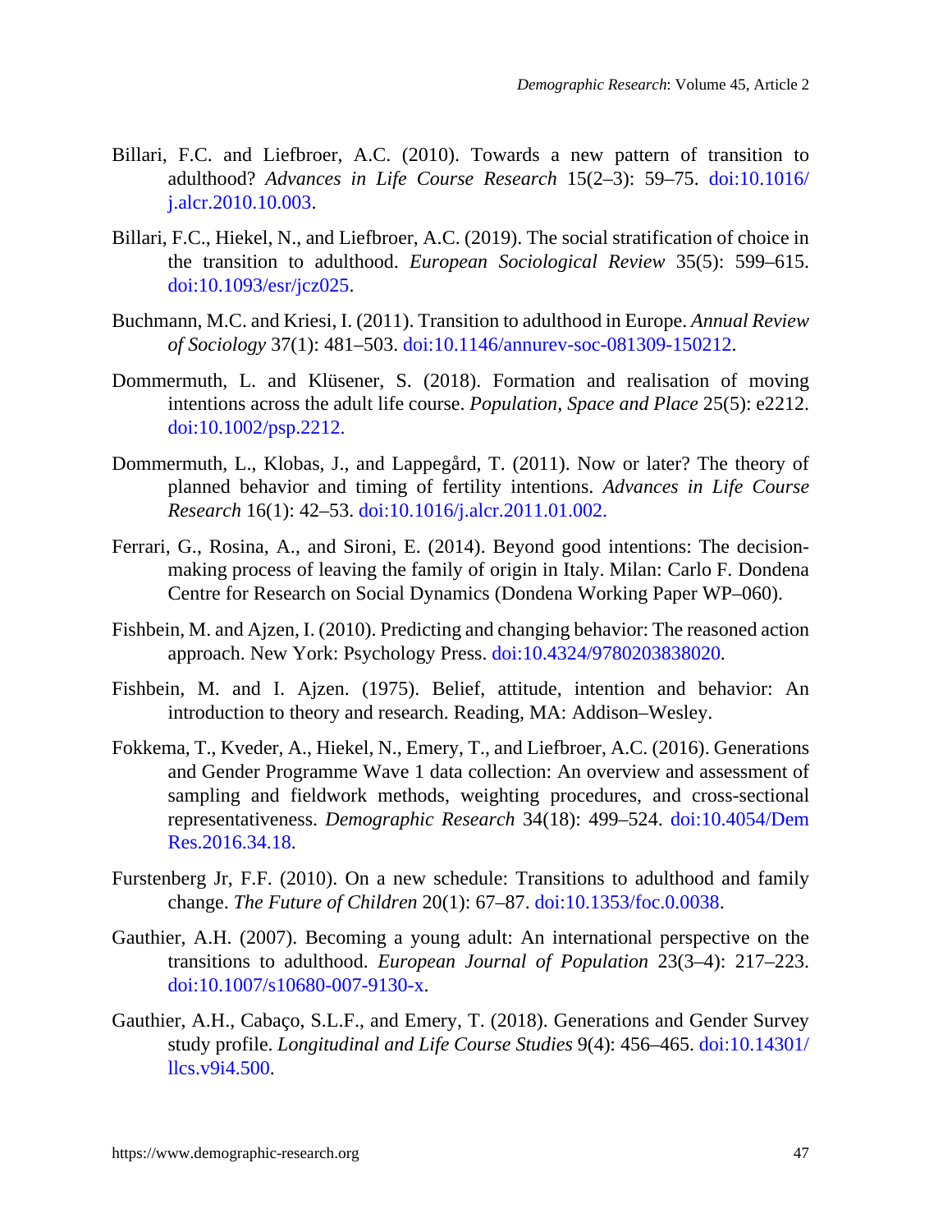Billari, F.C. and Liefbroer, A.C. (2010). Towards a new pattern of transition to adulthood? *Advances in Life Course Research* 15(2–3): 59–75. doi:10.1016/j.alcr.2010.10.003.

Billari, F.C., Hiekel, N., and Liefbroer, A.C. (2019). The social stratification of choice in the transition to adulthood. *European Sociological Review* 35(5): 599–615. doi:10.1093/esr/jcz025.

Buchmann, M.C. and Kriesi, I. (2011). Transition to adulthood in Europe. *Annual Review of Sociology* 37(1): 481–503. doi:10.1146/annurev-soc-081309-150212.

Dommermuth, L. and Klüsener, S. (2018). Formation and realisation of moving intentions across the adult life course. *Population, Space and Place* 25(5): e2212. doi:10.1002/psp.2212.

Dommermuth, L., Klobas, J., and Lappegård, T. (2011). Now or later? The theory of planned behavior and timing of fertility intentions. *Advances in Life Course Research* 16(1): 42–53. doi:10.1016/j.alcr.2011.01.002.

Ferrari, G., Rosina, A., and Sironi, E. (2014). Beyond good intentions: The decision-making process of leaving the family of origin in Italy. Milan: Carlo F. Dondena Centre for Research on Social Dynamics (Dondena Working Paper WP–060).

Fishbein, M. and Ajzen, I. (2010). Predicting and changing behavior: The reasoned action approach. New York: Psychology Press. doi:10.4324/9780203838020.

Fishbein, M. and I. Ajzen. (1975). Belief, attitude, intention and behavior: An introduction to theory and research. Reading, MA: Addison–Wesley.

Fokkema, T., Kveder, A., Hiekel, N., Emery, T., and Liefbroer, A.C. (2016). Generations and Gender Programme Wave 1 data collection: An overview and assessment of sampling and fieldwork methods, weighting procedures, and cross-sectional representativeness. *Demographic Research* 34(18): 499–524. doi:10.4054/DemRes.2016.34.18.

Furstenberg Jr, F.F. (2010). On a new schedule: Transitions to adulthood and family change. *The Future of Children* 20(1): 67–87. doi:10.1353/foc.0.0038.

Gauthier, A.H. (2007). Becoming a young adult: An international perspective on the transitions to adulthood. *European Journal of Population* 23(3–4): 217–223. doi:10.1007/s10680-007-9130-x.

Gauthier, A.H., Cabaço, S.L.F., and Emery, T. (2018). Generations and Gender Survey study profile. *Longitudinal and Life Course Studies* 9(4): 456–465. doi:10.14301/llcs.v9i4.500.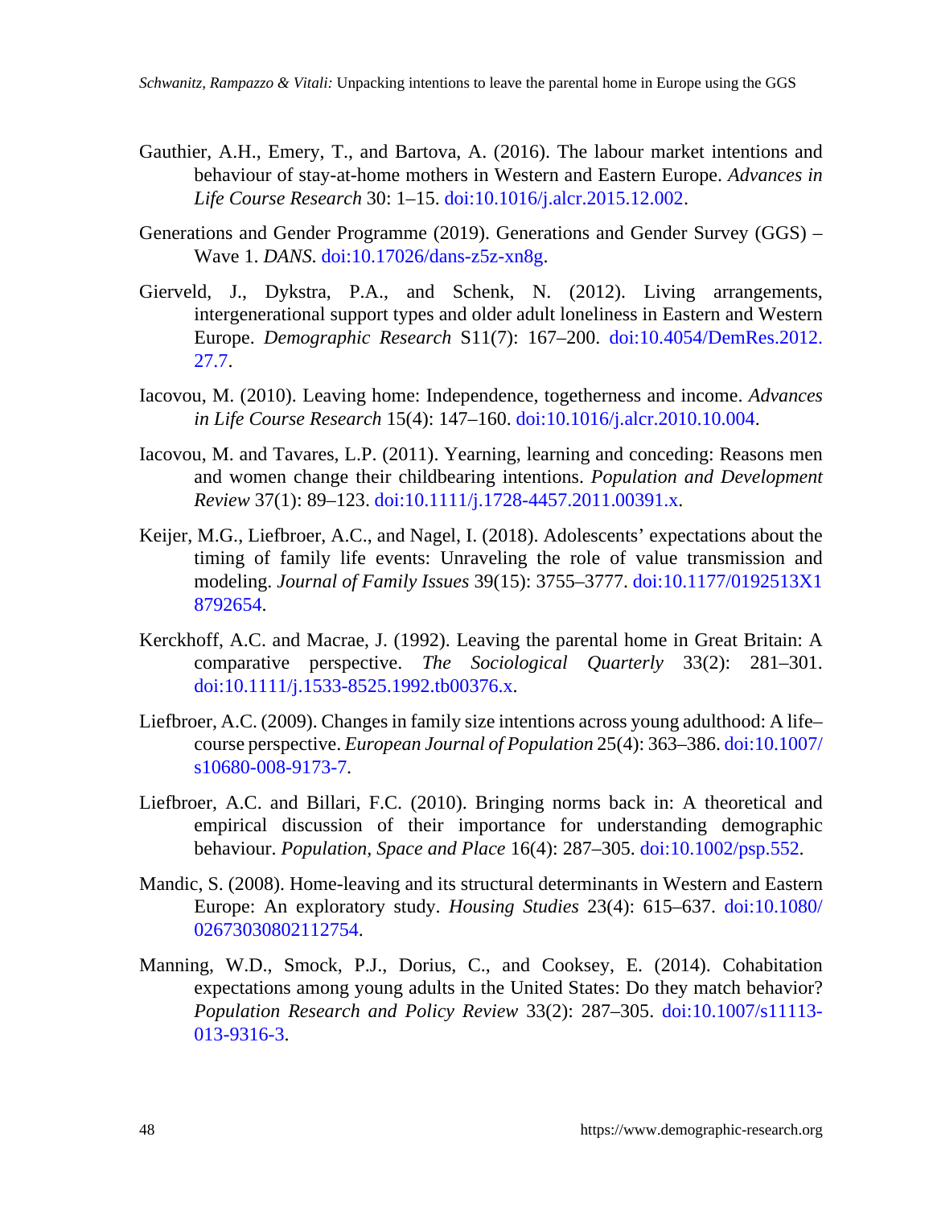Gauthier, A.H., Emery, T., and Bartova, A. (2016). The labour market intentions and behaviour of stay-at-home mothers in Western and Eastern Europe. *Advances in Life Course Research* 30: 1–15. doi:10.1016/j.alcr.2015.12.002.

Generations and Gender Programme (2019). Generations and Gender Survey (GGS) – Wave 1. *DANS*. doi:10.17026/dans-z5z-xn8g.

Gierveld, J., Dykstra, P.A., and Schenk, N. (2012). Living arrangements, intergenerational support types and older adult loneliness in Eastern and Western Europe. *Demographic Research* S11(7): 167–200. doi:10.4054/DemRes.2012.27.7.

Iacovou, M. (2010). Leaving home: Independence, togetherness and income. *Advances in Life Course Research* 15(4): 147–160. doi:10.1016/j.alcr.2010.10.004.

Iacovou, M. and Tavares, L.P. (2011). Yearning, learning and conceding: Reasons men and women change their childbearing intentions. *Population and Development Review* 37(1): 89–123. doi:10.1111/j.1728-4457.2011.00391.x.

Keijer, M.G., Liefbroer, A.C., and Nagel, I. (2018). Adolescents' expectations about the timing of family life events: Unraveling the role of value transmission and modeling. *Journal of Family Issues* 39(15): 3755–3777. doi:10.1177/0192513X18792654.

Kerckhoff, A.C. and Macrae, J. (1992). Leaving the parental home in Great Britain: A comparative perspective. *The Sociological Quarterly* 33(2): 281–301. doi:10.1111/j.1533-8525.1992.tb00376.x.

Liefbroer, A.C. (2009). Changes in family size intentions across young adulthood: A life–course perspective. *European Journal of Population* 25(4): 363–386. doi:10.1007/s10680-008-9173-7.

Liefbroer, A.C. and Billari, F.C. (2010). Bringing norms back in: A theoretical and empirical discussion of their importance for understanding demographic behaviour. *Population, Space and Place* 16(4): 287–305. doi:10.1002/psp.552.

Mandic, S. (2008). Home-leaving and its structural determinants in Western and Eastern Europe: An exploratory study. *Housing Studies* 23(4): 615–637. doi:10.1080/02673030802112754.

Manning, W.D., Smock, P.J., Dorius, C., and Cooksey, E. (2014). Cohabitation expectations among young adults in the United States: Do they match behavior? *Population Research and Policy Review* 33(2): 287–305. doi:10.1007/s11113-013-9316-3.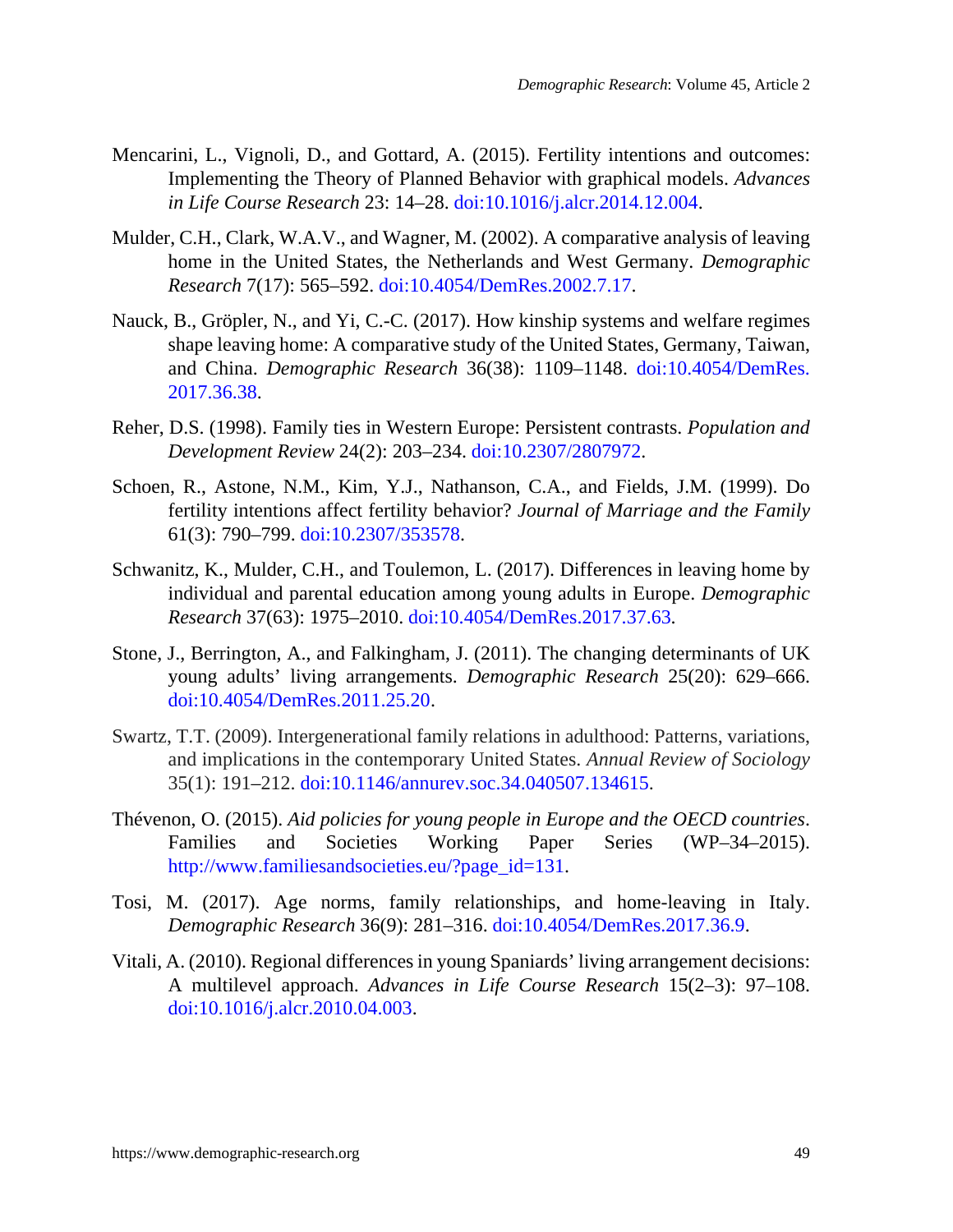Mencarini, L., Vignoli, D., and Gottard, A. (2015). Fertility intentions and outcomes: Implementing the Theory of Planned Behavior with graphical models. *Advances in Life Course Research* 23: 14–28. doi:10.1016/j.alcr.2014.12.004.

Mulder, C.H., Clark, W.A.V., and Wagner, M. (2002). A comparative analysis of leaving home in the United States, the Netherlands and West Germany. *Demographic Research* 7(17): 565–592. doi:10.4054/DemRes.2002.7.17.

Nauck, B., Gröpler, N., and Yi, C.-C. (2017). How kinship systems and welfare regimes shape leaving home: A comparative study of the United States, Germany, Taiwan, and China. *Demographic Research* 36(38): 1109–1148. doi:10.4054/DemRes.2017.36.38.

Reher, D.S. (1998). Family ties in Western Europe: Persistent contrasts. *Population and Development Review* 24(2): 203–234. doi:10.2307/2807972.

Schoen, R., Astone, N.M., Kim, Y.J., Nathanson, C.A., and Fields, J.M. (1999). Do fertility intentions affect fertility behavior? *Journal of Marriage and the Family* 61(3): 790–799. doi:10.2307/353578.

Schwanitz, K., Mulder, C.H., and Toulemon, L. (2017). Differences in leaving home by individual and parental education among young adults in Europe. *Demographic Research* 37(63): 1975–2010. doi:10.4054/DemRes.2017.37.63.

Stone, J., Berrington, A., and Falkingham, J. (2011). The changing determinants of UK young adults' living arrangements. *Demographic Research* 25(20): 629–666. doi:10.4054/DemRes.2011.25.20.

Swartz, T.T. (2009). Intergenerational family relations in adulthood: Patterns, variations, and implications in the contemporary United States. *Annual Review of Sociology* 35(1): 191–212. doi:10.1146/annurev.soc.34.040507.134615.

Thévenon, O. (2015). *Aid policies for young people in Europe and the OECD countries*. Families and Societies Working Paper Series (WP–34–2015). http://www.familiesandsocieties.eu/?page_id=131.

Tosi, M. (2017). Age norms, family relationships, and home-leaving in Italy. *Demographic Research* 36(9): 281–316. doi:10.4054/DemRes.2017.36.9.

Vitali, A. (2010). Regional differences in young Spaniards' living arrangement decisions: A multilevel approach. *Advances in Life Course Research* 15(2–3): 97–108. doi:10.1016/j.alcr.2010.04.003.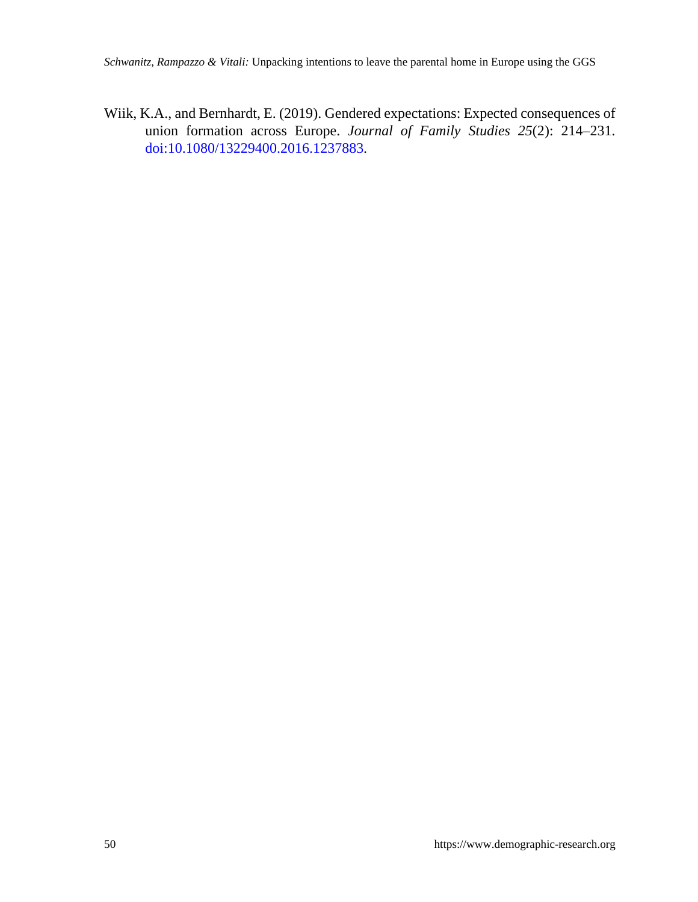Wiik, K.A., and Bernhardt, E. (2019). Gendered expectations: Expected consequences of union formation across Europe. *Journal of Family Studies 25*(2): 214–231. doi:10.1080/13229400.2016.1237883.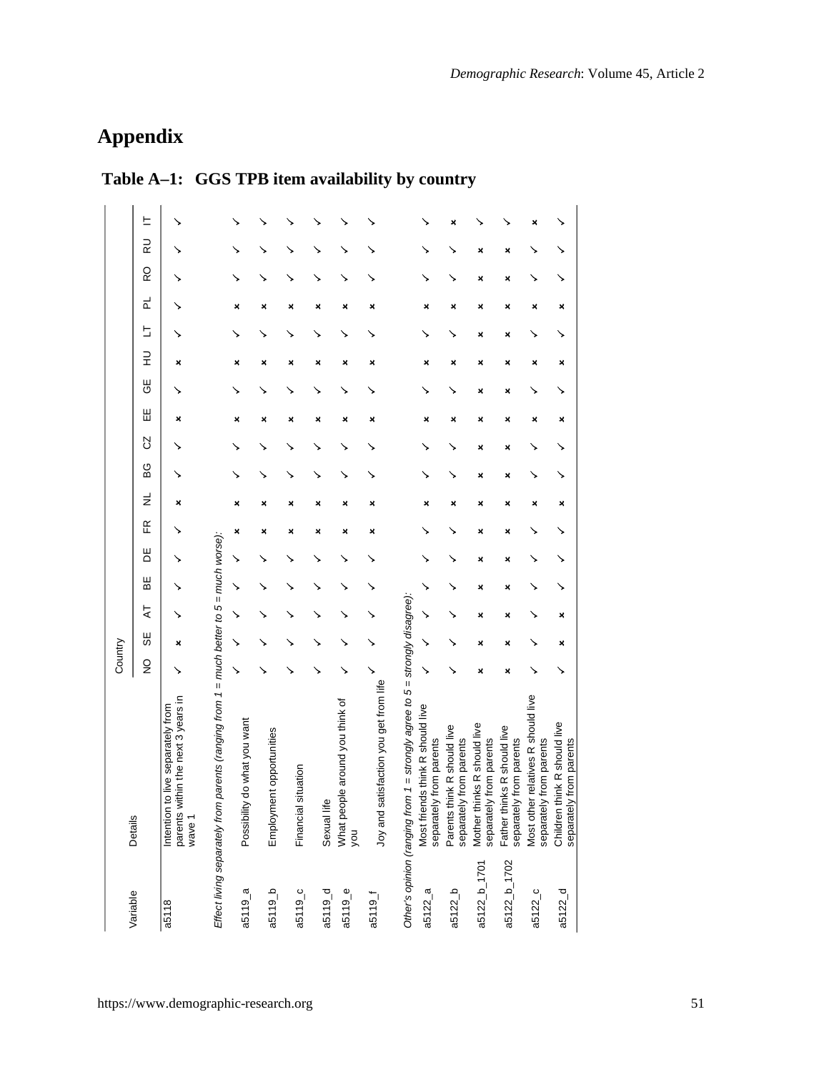# Appendix

**Table A–1: GGS TPB item availability by country**

| Variable | Details | Country | | | | | | | | | | | | | | | | |
|---|---|---|---|---|---|---|---|---|---|---|---|---|---|---|---|---|---|---|
| | | NO | SE | AT | BE | DE | FR | NL | BG | CZ | EE | GE | HU | LT | PL | RO | RU | IT |
| a5118 | Intention to live separately from parents within the next 3 years in wave 1 | ✓ | × | ✓ | ✓ | ✓ | ✓ | × | ✓ | ✓ | × | ✓ | × | ✓ | ✓ | ✓ | ✓ | ✓ |
| *Effect living separately from parents (ranging from 1 = much better to 5 = much worse):* | | | | | | | | | | | | | | | | | | |
| a5119_a | Possibility do what you want | ✓ | ✓ | ✓ | ✓ | ✓ | × | × | ✓ | ✓ | × | ✓ | × | ✓ | × | ✓ | ✓ | ✓ |
| a5119_b | Employment opportunities | ✓ | ✓ | ✓ | ✓ | ✓ | × | × | ✓ | ✓ | × | ✓ | × | ✓ | × | ✓ | ✓ | ✓ |
| a5119_c | Financial situation | ✓ | ✓ | ✓ | ✓ | ✓ | × | × | ✓ | ✓ | × | ✓ | × | ✓ | × | ✓ | ✓ | ✓ |
| a5119_d | Sexual life | ✓ | ✓ | ✓ | ✓ | ✓ | × | × | ✓ | ✓ | × | ✓ | × | ✓ | × | ✓ | ✓ | ✓ |
| a5119_e | What people around you think of you | ✓ | ✓ | ✓ | ✓ | ✓ | × | × | ✓ | ✓ | × | ✓ | × | ✓ | × | ✓ | ✓ | ✓ |
| a5119_f | Joy and satisfaction you get from life | ✓ | ✓ | ✓ | ✓ | ✓ | × | × | ✓ | ✓ | × | ✓ | × | ✓ | × | ✓ | ✓ | ✓ |
| *Other's opinion (ranging from 1 = strongly agree to 5 = strongly disagree):* | | | | | | | | | | | | | | | | | | |
| a5122_a | Most friends think R should live separately from parents | ✓ | ✓ | ✓ | ✓ | ✓ | ✓ | × | ✓ | ✓ | × | ✓ | × | ✓ | × | ✓ | ✓ | ✓ |
| a5122_b | Parents think R should live separately from parents | ✓ | ✓ | ✓ | ✓ | ✓ | ✓ | × | ✓ | ✓ | × | ✓ | × | ✓ | × | ✓ | ✓ | × |
| a5122_b_1701 | Mother thinks R should live separately from parents | × | × | × | × | × | × | × | × | × | × | × | × | × | × | × | × | ✓ |
| a5122_b_1702 | Father thinks R should live separately from parents | × | × | × | × | × | × | × | × | × | × | × | × | × | × | × | × | ✓ |
| a5122_c | Most other relatives R should live separately from parents | ✓ | ✓ | ✓ | ✓ | ✓ | ✓ | × | ✓ | ✓ | × | ✓ | × | ✓ | × | ✓ | ✓ | × |
| a5122_d | Children think R should live separately from parents | ✓ | × | × | ✓ | ✓ | ✓ | × | ✓ | ✓ | × | ✓ | × | ✓ | × | ✓ | ✓ | ✓ |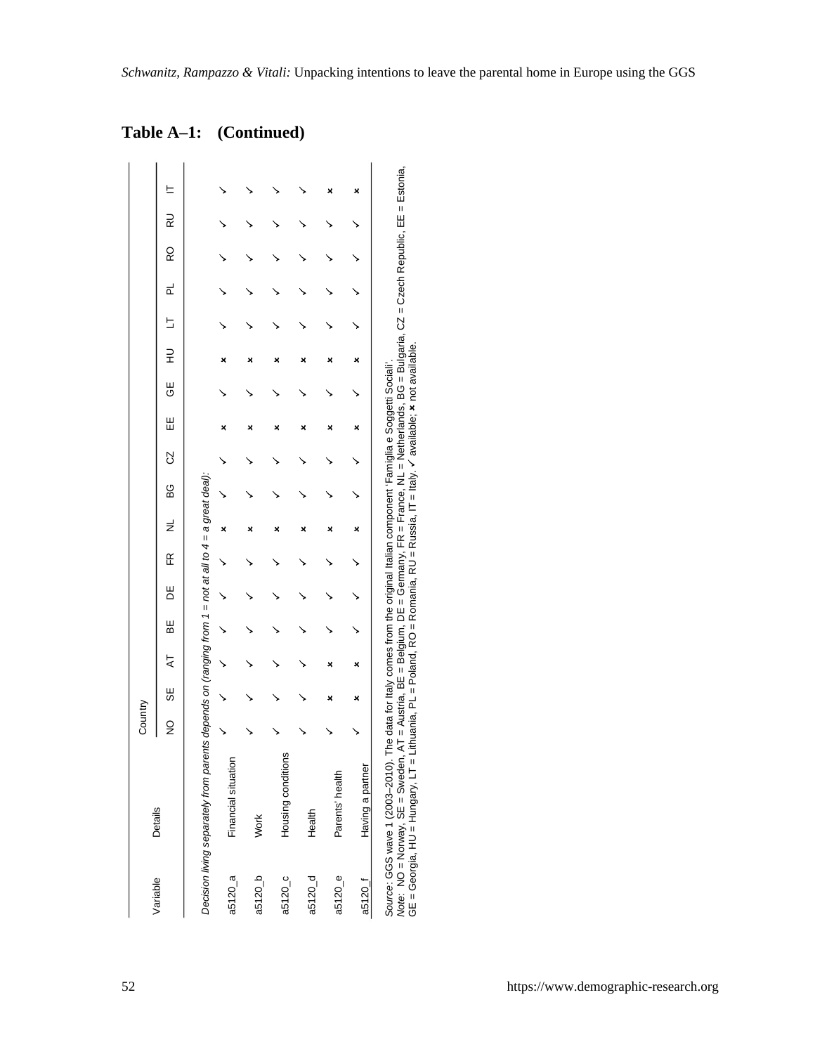## Table A–1: (Continued)

| Variable | Details | Country | | | | | | | | | | | | | | | | | |
|---|---|---|---|---|---|---|---|---|---|---|---|---|---|---|---|---|---|---|---|
| | | NO | SE | AT | BE | DE | FR | NL | BG | CZ | EE | GE | HU | LT | PL | RO | RU | IT |
| *Decision living separately from parents depends on (ranging from 1 = not at all to 4 = a great deal):* | | | | | | | | | | | | | | | | | | | |
| a5120_a | Financial situation | ✓ | ✓ | ✓ | ✓ | ✓ | ✓ | × | ✓ | ✓ | × | ✓ | × | ✓ | ✓ | ✓ | ✓ | ✓ |
| a5120_b | Work | ✓ | ✓ | ✓ | ✓ | ✓ | ✓ | × | ✓ | ✓ | × | ✓ | × | ✓ | ✓ | ✓ | ✓ | ✓ |
| a5120_c | Housing conditions | ✓ | ✓ | ✓ | ✓ | ✓ | ✓ | × | ✓ | ✓ | × | ✓ | × | ✓ | ✓ | ✓ | ✓ | ✓ |
| a5120_d | Health | ✓ | ✓ | ✓ | ✓ | ✓ | ✓ | × | ✓ | ✓ | × | ✓ | × | ✓ | ✓ | ✓ | ✓ | ✓ |
| a5120_e | Parents' health | ✓ | × | × | ✓ | ✓ | ✓ | × | ✓ | ✓ | × | ✓ | × | ✓ | ✓ | ✓ | ✓ | × |
| a5120_f | Having a partner | ✓ | × | × | ✓ | ✓ | ✓ | × | ✓ | ✓ | × | ✓ | × | ✓ | ✓ | ✓ | ✓ | × |

*Source*: GGS wave 1 (2003–2010). The data for Italy comes from the original Italian component 'Famiglia e Soggetti Sociali'.
*Note*: NO = Norway, SE = Sweden, AT = Austria, BE = Belgium, DE = Germany, FR = France, NL = Netherlands, BG = Bulgaria, CZ = Czech Republic, EE = Estonia, GE = Georgia, HU = Hungary, LT = Lithuania, PL = Poland, RO = Romania, RU = Russia, IT = Italy. ✓ available; × not available.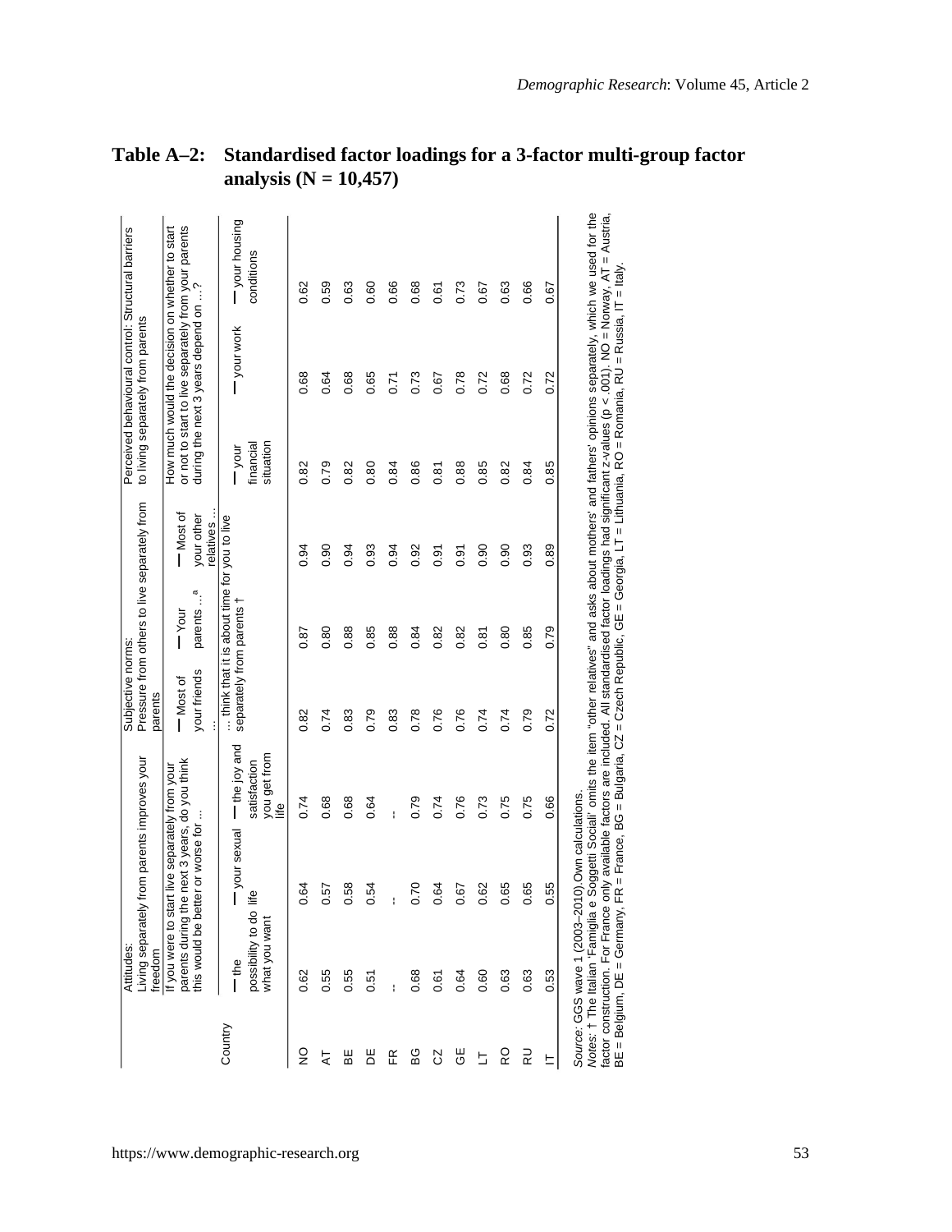## Table A–2: Standardised factor loadings for a 3-factor multi-group factor analysis (N = 10,457)

| | Attitudes: Living separately from parents improves your freedom | | | Subjective norms: Pressure from others to live separately from parents | | | Perceived behavioural control: Structural barriers to living separately from parents | | |
|---|---|---|---|---|---|---|---|---|---|
| | If you were to start live separately from your parents during the next 3 years, do you think this would be better or worse for … | | | … think that it is about time for you to live separately from parents † | | | How much would the decision on whether to start or not to start to live separately from your parents during the next 3 years depend on …? | | |
| Country | — the possibility to do what you want | — your sexual life | — the joy and satisfaction you get from life | — Most of your friends … | — Your parents … [a] | — Most of your other relatives … | — your financial situation | — your work | — your housing conditions |
| NO | 0.62 | 0.64 | 0.74 | 0.82 | 0.87 | 0.94 | 0.82 | 0.68 | 0.62 |
| AT | 0.55 | 0.57 | 0.68 | 0.74 | 0.80 | 0.90 | 0.79 | 0.64 | 0.59 |
| BE | 0.55 | 0.58 | 0.68 | 0.83 | 0.88 | 0.94 | 0.82 | 0.68 | 0.63 |
| DE | 0.51 | 0.54 | 0.64 | 0.79 | 0.85 | 0.93 | 0.80 | 0.65 | 0.60 |
| FR | -- | -- | -- | 0.83 | 0.88 | 0.94 | 0.84 | 0.71 | 0.66 |
| BG | 0.68 | 0.70 | 0.79 | 0.78 | 0.84 | 0.92 | 0.86 | 0.73 | 0.68 |
| CZ | 0.61 | 0.64 | 0.74 | 0.76 | 0.82 | 0.91 | 0.81 | 0.67 | 0.61 |
| GE | 0.64 | 0.67 | 0.76 | 0.76 | 0.82 | 0.91 | 0.88 | 0.78 | 0.73 |
| LT | 0.60 | 0.62 | 0.73 | 0.74 | 0.81 | 0.90 | 0.85 | 0.72 | 0.67 |
| RO | 0.63 | 0.65 | 0.75 | 0.74 | 0.80 | 0.90 | 0.82 | 0.68 | 0.63 |
| RU | 0.63 | 0.65 | 0.75 | 0.79 | 0.85 | 0.93 | 0.84 | 0.72 | 0.66 |
| IT | 0.53 | 0.55 | 0.66 | 0.72 | 0.79 | 0.89 | 0.85 | 0.72 | 0.67 |

*Source*: GGS wave 1 (2003–2010).Own calculations.

*Notes*: † The Italian 'Famiglia e Soggetti Sociali' omits the item "other relatives" and asks about mothers' and fathers' opinions separately, which we used for the factor construction. For France only available factors are included. All standardised factor loadings had significant z-values (p < .001). NO = Norway, AT = Austria, BE = Belgium, DE = Germany, FR = France, BG = Bulgaria, CZ = Czech Republic, GE = Georgia, LT = Lithuania, RO = Romania, RU = Russia, IT = Italy.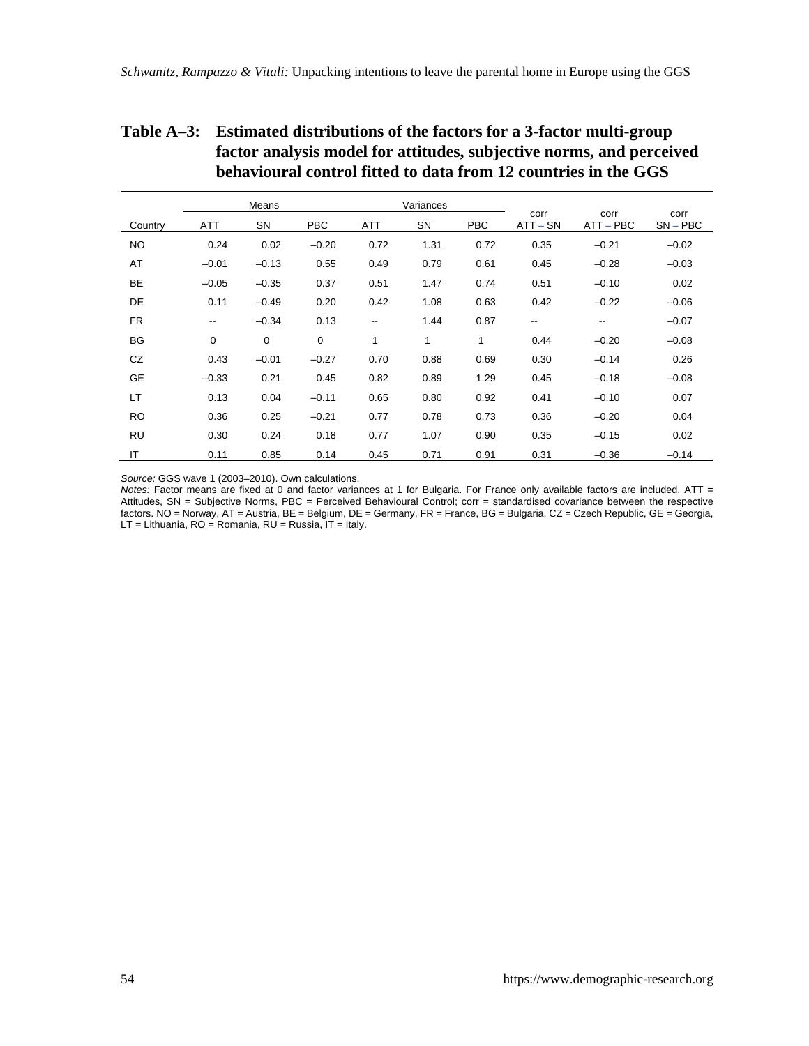**Table A–3: Estimated distributions of the factors for a 3-factor multi-group factor analysis model for attitudes, subjective norms, and perceived behavioural control fitted to data from 12 countries in the GGS**

| | Means | | | Variances | | | corr | corr | corr |
|---|---|---|---|---|---|---|---|---|---|
| Country | ATT | SN | PBC | ATT | SN | PBC | ATT – SN | ATT – PBC | SN – PBC |
| NO | 0.24 | 0.02 | –0.20 | 0.72 | 1.31 | 0.72 | 0.35 | –0.21 | –0.02 |
| AT | –0.01 | –0.13 | 0.55 | 0.49 | 0.79 | 0.61 | 0.45 | –0.28 | –0.03 |
| BE | –0.05 | –0.35 | 0.37 | 0.51 | 1.47 | 0.74 | 0.51 | –0.10 | 0.02 |
| DE | 0.11 | –0.49 | 0.20 | 0.42 | 1.08 | 0.63 | 0.42 | –0.22 | –0.06 |
| FR | -- | –0.34 | 0.13 | -- | 1.44 | 0.87 | -- | -- | –0.07 |
| BG | 0 | 0 | 0 | 1 | 1 | 1 | 0.44 | –0.20 | –0.08 |
| CZ | 0.43 | –0.01 | –0.27 | 0.70 | 0.88 | 0.69 | 0.30 | –0.14 | 0.26 |
| GE | –0.33 | 0.21 | 0.45 | 0.82 | 0.89 | 1.29 | 0.45 | –0.18 | –0.08 |
| LT | 0.13 | 0.04 | –0.11 | 0.65 | 0.80 | 0.92 | 0.41 | –0.10 | 0.07 |
| RO | 0.36 | 0.25 | –0.21 | 0.77 | 0.78 | 0.73 | 0.36 | –0.20 | 0.04 |
| RU | 0.30 | 0.24 | 0.18 | 0.77 | 1.07 | 0.90 | 0.35 | –0.15 | 0.02 |
| IT | 0.11 | 0.85 | 0.14 | 0.45 | 0.71 | 0.91 | 0.31 | –0.36 | –0.14 |

*Source:* GGS wave 1 (2003–2010). Own calculations.
*Notes:* Factor means are fixed at 0 and factor variances at 1 for Bulgaria. For France only available factors are included. ATT = Attitudes, SN = Subjective Norms, PBC = Perceived Behavioural Control; corr = standardised covariance between the respective factors. NO = Norway, AT = Austria, BE = Belgium, DE = Germany, FR = France, BG = Bulgaria, CZ = Czech Republic, GE = Georgia, LT = Lithuania, RO = Romania, RU = Russia, IT = Italy.